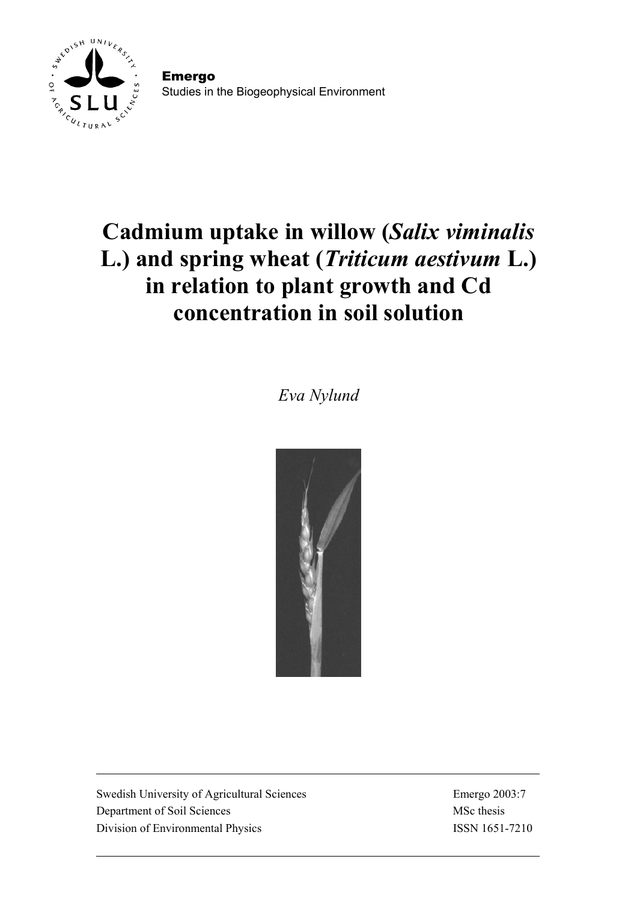**Emergo**
Studies in the Biogeophysical Environment

# Cadmium uptake in willow (*Salix viminalis* L.) and spring wheat (*Triticum aestivum* L.) in relation to plant growth and Cd concentration in soil solution

*Eva Nylund*

| | |
|---|---|
| Swedish University of Agricultural Sciences | Emergo 2003:7 |
| Department of Soil Sciences | MSc thesis |
| Division of Environmental Physics | ISSN 1651-7210 |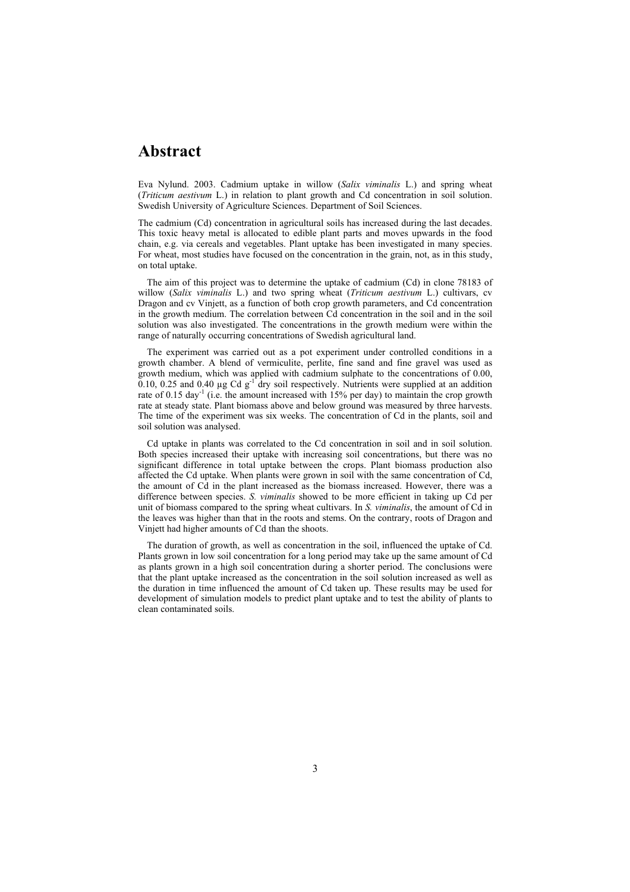# Abstract

Eva Nylund. 2003. Cadmium uptake in willow (*Salix viminalis* L.) and spring wheat (*Triticum aestivum* L.) in relation to plant growth and Cd concentration in soil solution. Swedish University of Agriculture Sciences. Department of Soil Sciences.

The cadmium (Cd) concentration in agricultural soils has increased during the last decades. This toxic heavy metal is allocated to edible plant parts and moves upwards in the food chain, e.g. via cereals and vegetables. Plant uptake has been investigated in many species. For wheat, most studies have focused on the concentration in the grain, not, as in this study, on total uptake.

The aim of this project was to determine the uptake of cadmium (Cd) in clone 78183 of willow (*Salix viminalis* L.) and two spring wheat (*Triticum aestivum* L.) cultivars, cv Dragon and cv Vinjett, as a function of both crop growth parameters, and Cd concentration in the growth medium. The correlation between Cd concentration in the soil and in the soil solution was also investigated. The concentrations in the growth medium were within the range of naturally occurring concentrations of Swedish agricultural land.

The experiment was carried out as a pot experiment under controlled conditions in a growth chamber. A blend of vermiculite, perlite, fine sand and fine gravel was used as growth medium, which was applied with cadmium sulphate to the concentrations of 0.00, 0.10, 0.25 and 0.40 µg Cd $g^{-1}$ dry soil respectively. Nutrients were supplied at an addition rate of 0.15 $day^{-1}$ (i.e. the amount increased with 15% per day) to maintain the crop growth rate at steady state. Plant biomass above and below ground was measured by three harvests. The time of the experiment was six weeks. The concentration of Cd in the plants, soil and soil solution was analysed.

Cd uptake in plants was correlated to the Cd concentration in soil and in soil solution. Both species increased their uptake with increasing soil concentrations, but there was no significant difference in total uptake between the crops. Plant biomass production also affected the Cd uptake. When plants were grown in soil with the same concentration of Cd, the amount of Cd in the plant increased as the biomass increased. However, there was a difference between species. *S. viminalis* showed to be more efficient in taking up Cd per unit of biomass compared to the spring wheat cultivars. In *S. viminalis*, the amount of Cd in the leaves was higher than that in the roots and stems. On the contrary, roots of Dragon and Vinjett had higher amounts of Cd than the shoots.

The duration of growth, as well as concentration in the soil, influenced the uptake of Cd. Plants grown in low soil concentration for a long period may take up the same amount of Cd as plants grown in a high soil concentration during a shorter period. The conclusions were that the plant uptake increased as the concentration in the soil solution increased as well as the duration in time influenced the amount of Cd taken up. These results may be used for development of simulation models to predict plant uptake and to test the ability of plants to clean contaminated soils.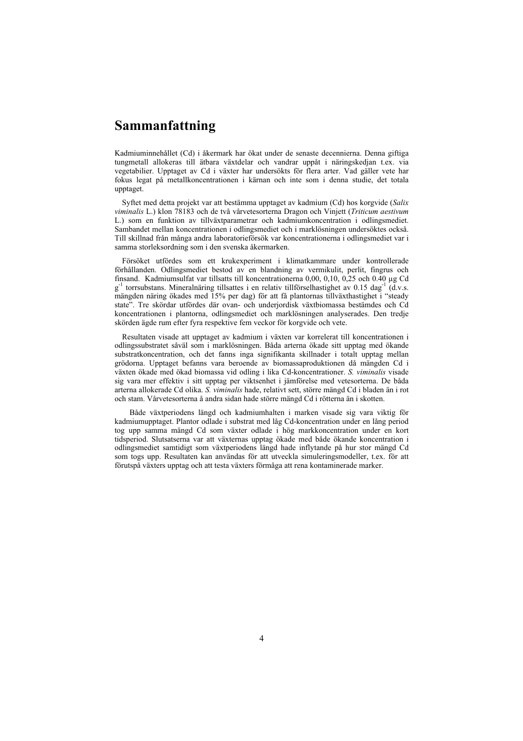# Sammanfattning

Kadmiuminnehållet (Cd) i åkermark har ökat under de senaste decennierna. Denna giftiga tungmetall allokeras till ätbara växtdelar och vandrar uppåt i näringskedjan t.ex. via vegetabilier. Upptaget av Cd i växter har undersökts för flera arter. Vad gäller vete har fokus legat på metallkoncentrationen i kärnan och inte som i denna studie, det totala upptaget.

Syftet med detta projekt var att bestämma upptaget av kadmium (Cd) hos korgvide (*Salix viminalis* L.) klon 78183 och de två vårvetesorterna Dragon och Vinjett (*Triticum aestivum* L.) som en funktion av tillväxtparametrar och kadmiumkoncentration i odlingsmediet. Sambandet mellan koncentrationen i odlingsmediet och i marklösningen undersöktes också. Till skillnad från många andra laboratorieförsök var koncentrationerna i odlingsmediet var i samma storleksordning som i den svenska åkermarken.

Försöket utfördes som ett krukexperiment i klimatkammare under kontrollerade förhållanden. Odlingsmediet bestod av en blandning av vermikulit, perlit, fingrus och finsand. Kadmiumsulfat var tillsatts till koncentrationerna 0,00, 0,10, 0,25 och 0.40 µg Cd $g^{-1}$ torrsubstans. Mineralnäring tillsattes i en relativ tillförselhastighet av 0.15 $dag^{-1}$ (d.v.s. mängden näring ökades med 15% per dag) för att få plantornas tillväxthastighet i "steady state". Tre skördar utfördes där ovan- och underjordisk växtbiomassa bestämdes och Cd koncentrationen i plantorna, odlingsmediet och marklösningen analyserades. Den tredje skörden ägde rum efter fyra respektive fem veckor för korgvide och vete.

Resultaten visade att upptaget av kadmium i växten var korrelerat till koncentrationen i odlingssubstratet såväl som i marklösningen. Båda arterna ökade sitt upptag med ökande substratkoncentration, och det fanns inga signifikanta skillnader i totalt upptag mellan grödorna. Upptaget befanns vara beroende av biomassaproduktionen då mängden Cd i växten ökade med ökad biomassa vid odling i lika Cd-koncentrationer. *S. viminalis* visade sig vara mer effektiv i sitt upptag per viktsenhet i jämförelse med vetesorterna. De båda arterna allokerade Cd olika. *S. viminalis* hade, relativt sett, större mängd Cd i bladen än i rot och stam. Vårvetesorterna å andra sidan hade större mängd Cd i rötterna än i skotten.

Både växtperiodens längd och kadmiumhalten i marken visade sig vara viktig för kadmiumupptaget. Plantor odlade i substrat med låg Cd-koncentration under en lång period tog upp samma mängd Cd som växter odlade i hög markkoncentration under en kort tidsperiod. Slutsatserna var att växternas upptag ökade med både ökande koncentration i odlingsmediet samtidigt som växtperiodens längd hade inflytande på hur stor mängd Cd som togs upp. Resultaten kan användas för att utveckla simuleringsmodeller, t.ex. för att förutspå växters upptag och att testa växters förmåga att rena kontaminerade marker.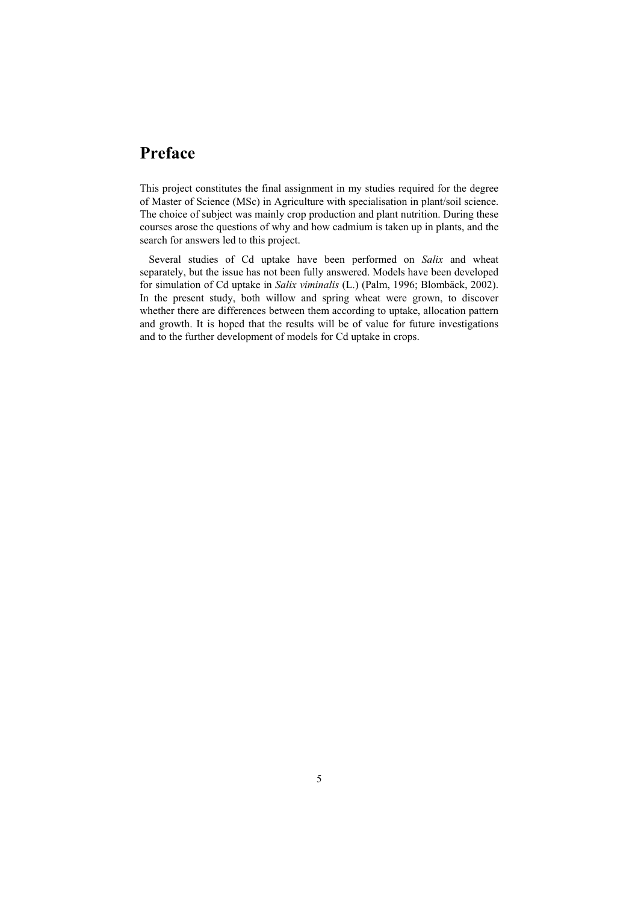# Preface

This project constitutes the final assignment in my studies required for the degree of Master of Science (MSc) in Agriculture with specialisation in plant/soil science. The choice of subject was mainly crop production and plant nutrition. During these courses arose the questions of why and how cadmium is taken up in plants, and the search for answers led to this project.

Several studies of Cd uptake have been performed on *Salix* and wheat separately, but the issue has not been fully answered. Models have been developed for simulation of Cd uptake in *Salix viminalis* (L.) (Palm, 1996; Blombäck, 2002). In the present study, both willow and spring wheat were grown, to discover whether there are differences between them according to uptake, allocation pattern and growth. It is hoped that the results will be of value for future investigations and to the further development of models for Cd uptake in crops.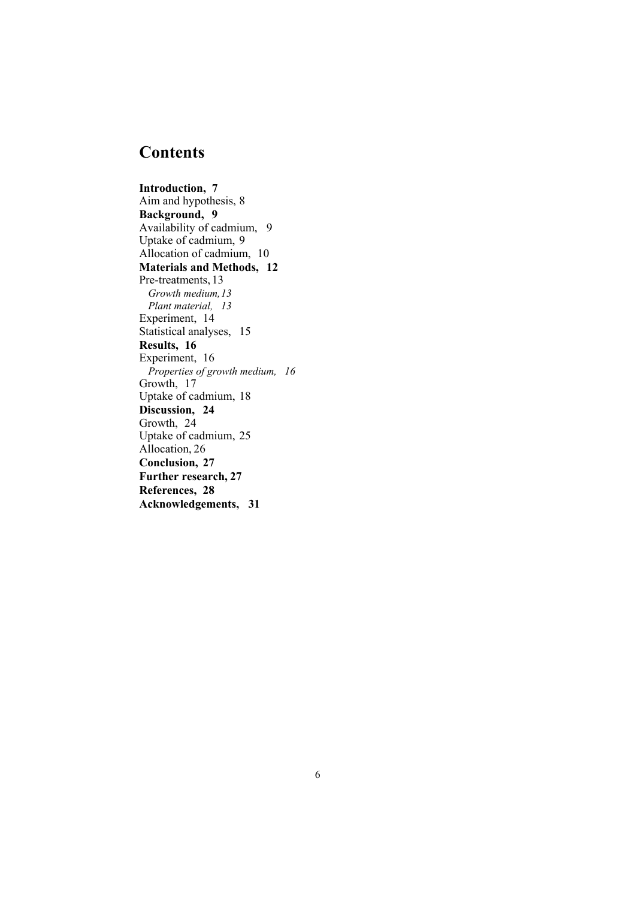# Contents

**Introduction, 7**
Aim and hypothesis, 8
**Background, 9**
Availability of cadmium, 9
Uptake of cadmium, 9
Allocation of cadmium, 10
**Materials and Methods, 12**
Pre-treatments, 13
*Growth medium, 13*
*Plant material, 13*
Experiment, 14
Statistical analyses, 15
**Results, 16**
Experiment, 16
*Properties of growth medium, 16*
Growth, 17
Uptake of cadmium, 18
**Discussion, 24**
Growth, 24
Uptake of cadmium, 25
Allocation, 26
**Conclusion, 27**
**Further research, 27**
**References, 28**
**Acknowledgements, 31**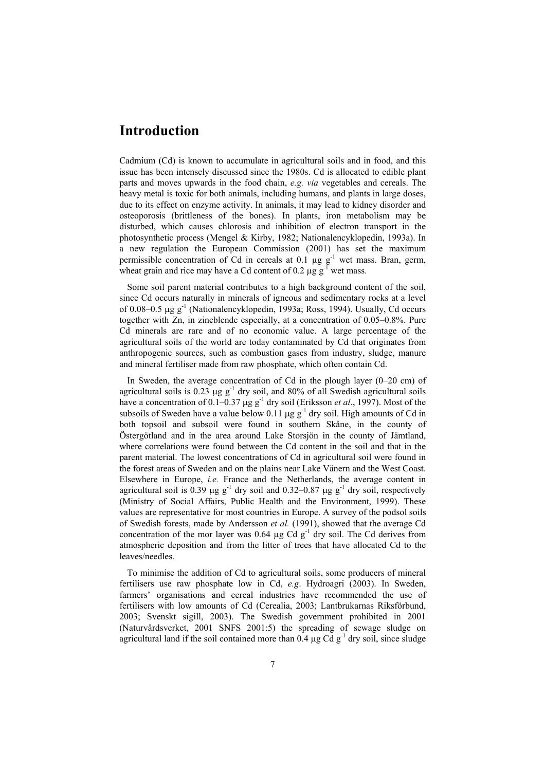# Introduction

Cadmium (Cd) is known to accumulate in agricultural soils and in food, and this issue has been intensely discussed since the 1980s. Cd is allocated to edible plant parts and moves upwards in the food chain, *e.g. via* vegetables and cereals. The heavy metal is toxic for both animals, including humans, and plants in large doses, due to its effect on enzyme activity. In animals, it may lead to kidney disorder and osteoporosis (brittleness of the bones). In plants, iron metabolism may be disturbed, which causes chlorosis and inhibition of electron transport in the photosynthetic process (Mengel & Kirby, 1982; Nationalencyklopedin, 1993a). In a new regulation the European Commission (2001) has set the maximum permissible concentration of Cd in cereals at 0.1 μg $g^{-1}$ wet mass. Bran, germ, wheat grain and rice may have a Cd content of 0.2 μg $g^{-1}$ wet mass.

Some soil parent material contributes to a high background content of the soil, since Cd occurs naturally in minerals of igneous and sedimentary rocks at a level of 0.08–0.5 μg $g^{-1}$ (Nationalencyklopedin, 1993a; Ross, 1994). Usually, Cd occurs together with Zn, in zincblende especially, at a concentration of 0.05–0.8%. Pure Cd minerals are rare and of no economic value. A large percentage of the agricultural soils of the world are today contaminated by Cd that originates from anthropogenic sources, such as combustion gases from industry, sludge, manure and mineral fertiliser made from raw phosphate, which often contain Cd.

In Sweden, the average concentration of Cd in the plough layer (0–20 cm) of agricultural soils is 0.23 μg $g^{-1}$ dry soil, and 80% of all Swedish agricultural soils have a concentration of 0.1–0.37 μg $g^{-1}$ dry soil (Eriksson *et al*., 1997). Most of the subsoils of Sweden have a value below 0.11 μg $g^{-1}$ dry soil. High amounts of Cd in both topsoil and subsoil were found in southern Skåne, in the county of Östergötland and in the area around Lake Storsjön in the county of Jämtland, where correlations were found between the Cd content in the soil and that in the parent material. The lowest concentrations of Cd in agricultural soil were found in the forest areas of Sweden and on the plains near Lake Vänern and the West Coast. Elsewhere in Europe, *i.e.* France and the Netherlands, the average content in agricultural soil is 0.39 μg $g^{-1}$ dry soil and 0.32–0.87 μg $g^{-1}$ dry soil, respectively (Ministry of Social Affairs, Public Health and the Environment, 1999). These values are representative for most countries in Europe. A survey of the podsol soils of Swedish forests, made by Andersson *et al.* (1991), showed that the average Cd concentration of the mor layer was 0.64 μg Cd $g^{-1}$ dry soil. The Cd derives from atmospheric deposition and from the litter of trees that have allocated Cd to the leaves/needles.

To minimise the addition of Cd to agricultural soils, some producers of mineral fertilisers use raw phosphate low in Cd, *e.g*. Hydroagri (2003). In Sweden, farmers' organisations and cereal industries have recommended the use of fertilisers with low amounts of Cd (Cerealia, 2003; Lantbrukarnas Riksförbund, 2003; Svenskt sigill, 2003). The Swedish government prohibited in 2001 (Naturvårdsverket, 2001 SNFS 2001:5) the spreading of sewage sludge on agricultural land if the soil contained more than 0.4 μg Cd $g^{-1}$ dry soil, since sludge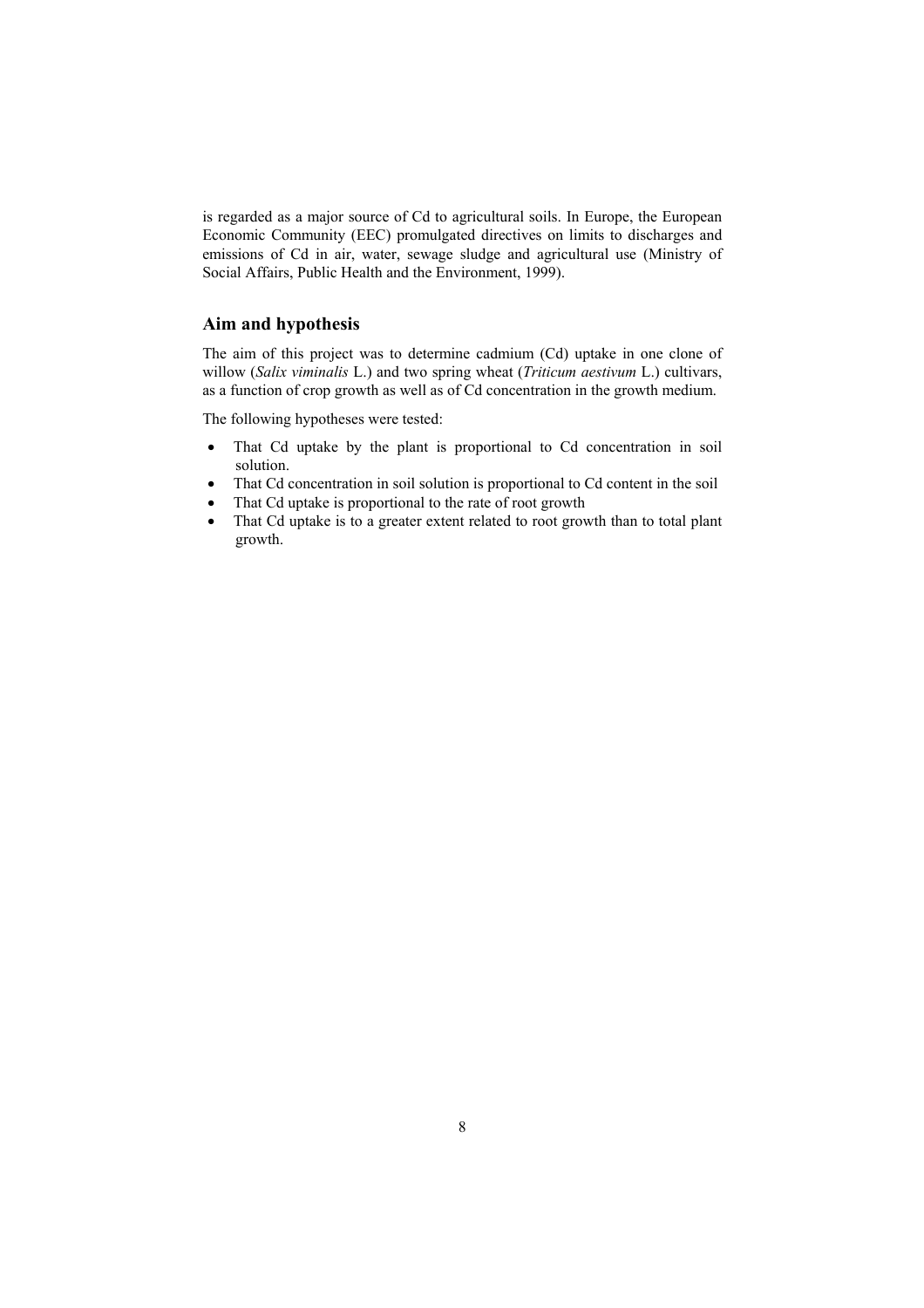is regarded as a major source of Cd to agricultural soils. In Europe, the European Economic Community (EEC) promulgated directives on limits to discharges and emissions of Cd in air, water, sewage sludge and agricultural use (Ministry of Social Affairs, Public Health and the Environment, 1999).

## Aim and hypothesis

The aim of this project was to determine cadmium (Cd) uptake in one clone of willow (*Salix viminalis* L.) and two spring wheat (*Triticum aestivum* L.) cultivars, as a function of crop growth as well as of Cd concentration in the growth medium.

The following hypotheses were tested:

- That Cd uptake by the plant is proportional to Cd concentration in soil solution.
- That Cd concentration in soil solution is proportional to Cd content in the soil
- That Cd uptake is proportional to the rate of root growth
- That Cd uptake is to a greater extent related to root growth than to total plant growth.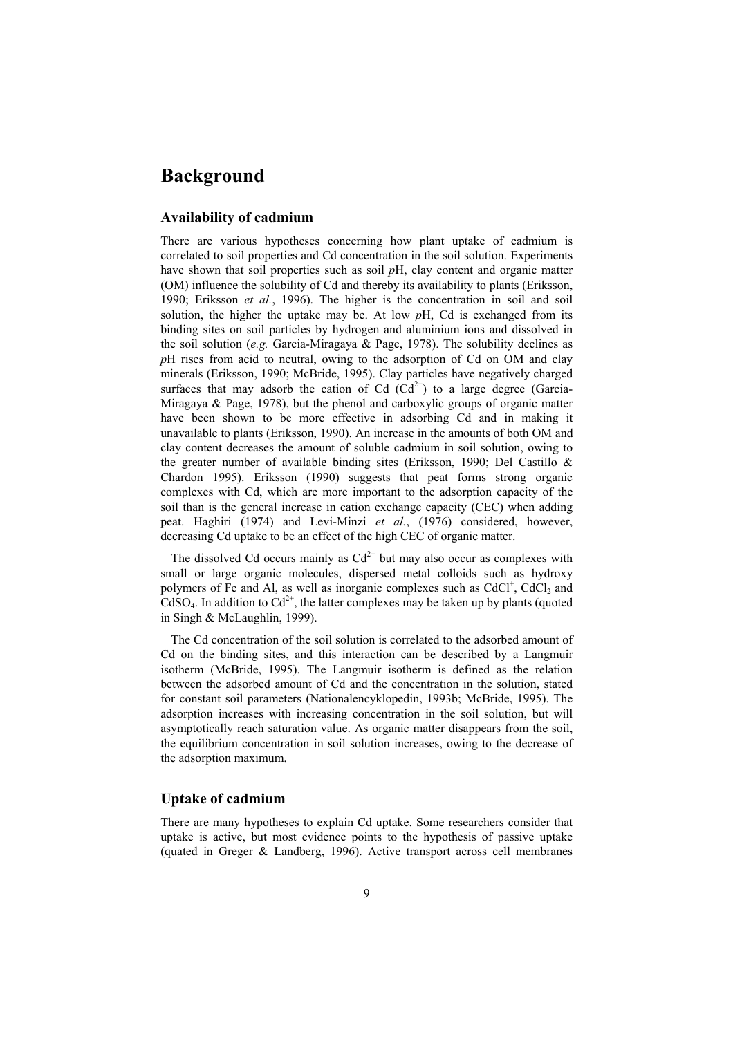# Background

## Availability of cadmium

There are various hypotheses concerning how plant uptake of cadmium is correlated to soil properties and Cd concentration in the soil solution. Experiments have shown that soil properties such as soil *p*H, clay content and organic matter (OM) influence the solubility of Cd and thereby its availability to plants (Eriksson, 1990; Eriksson *et al.*, 1996). The higher is the concentration in soil and soil solution, the higher the uptake may be. At low *p*H, Cd is exchanged from its binding sites on soil particles by hydrogen and aluminium ions and dissolved in the soil solution (*e.g.* Garcia-Miragaya & Page, 1978). The solubility declines as *p*H rises from acid to neutral, owing to the adsorption of Cd on OM and clay minerals (Eriksson, 1990; McBride, 1995). Clay particles have negatively charged surfaces that may adsorb the cation of Cd ($Cd^{2+}$) to a large degree (Garcia-Miragaya & Page, 1978), but the phenol and carboxylic groups of organic matter have been shown to be more effective in adsorbing Cd and in making it unavailable to plants (Eriksson, 1990). An increase in the amounts of both OM and clay content decreases the amount of soluble cadmium in soil solution, owing to the greater number of available binding sites (Eriksson, 1990; Del Castillo & Chardon 1995). Eriksson (1990) suggests that peat forms strong organic complexes with Cd, which are more important to the adsorption capacity of the soil than is the general increase in cation exchange capacity (CEC) when adding peat. Haghiri (1974) and Levi-Minzi *et al.*, (1976) considered, however, decreasing Cd uptake to be an effect of the high CEC of organic matter.

The dissolved Cd occurs mainly as $Cd^{2+}$ but may also occur as complexes with small or large organic molecules, dispersed metal colloids such as hydroxy polymers of Fe and Al, as well as inorganic complexes such as $CdCl^{+}$, $CdCl_2$ and $CdSO_4$. In addition to $Cd^{2+}$, the latter complexes may be taken up by plants (quoted in Singh & McLaughlin, 1999).

The Cd concentration of the soil solution is correlated to the adsorbed amount of Cd on the binding sites, and this interaction can be described by a Langmuir isotherm (McBride, 1995). The Langmuir isotherm is defined as the relation between the adsorbed amount of Cd and the concentration in the solution, stated for constant soil parameters (Nationalencyklopedin, 1993b; McBride, 1995). The adsorption increases with increasing concentration in the soil solution, but will asymptotically reach saturation value. As organic matter disappears from the soil, the equilibrium concentration in soil solution increases, owing to the decrease of the adsorption maximum.

## Uptake of cadmium

There are many hypotheses to explain Cd uptake. Some researchers consider that uptake is active, but most evidence points to the hypothesis of passive uptake (quated in Greger & Landberg, 1996). Active transport across cell membranes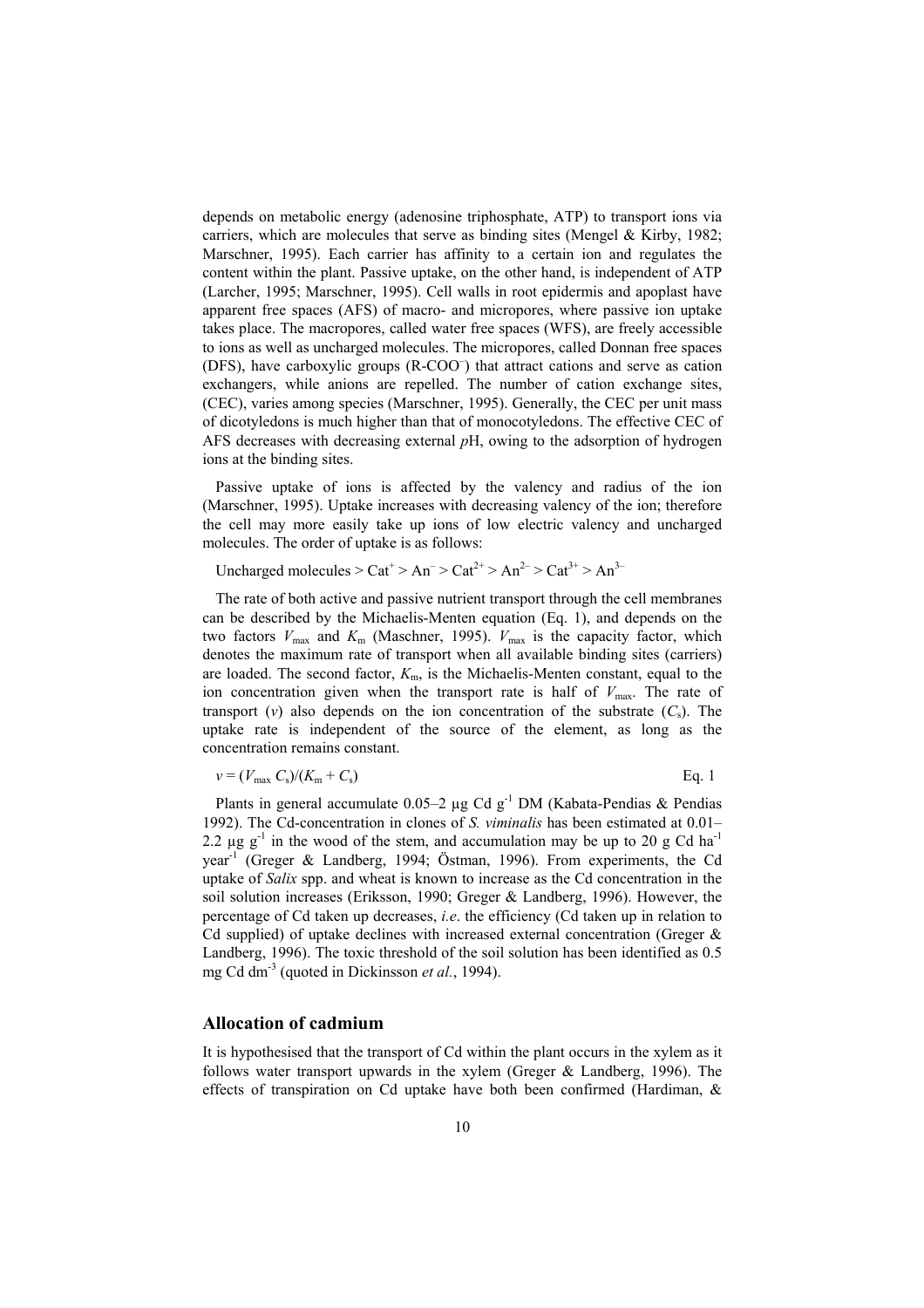depends on metabolic energy (adenosine triphosphate, ATP) to transport ions via carriers, which are molecules that serve as binding sites (Mengel & Kirby, 1982; Marschner, 1995). Each carrier has affinity to a certain ion and regulates the content within the plant. Passive uptake, on the other hand, is independent of ATP (Larcher, 1995; Marschner, 1995). Cell walls in root epidermis and apoplast have apparent free spaces (AFS) of macro- and micropores, where passive ion uptake takes place. The macropores, called water free spaces (WFS), are freely accessible to ions as well as uncharged molecules. The micropores, called Donnan free spaces (DFS), have carboxylic groups ($R\text{-}COO^-$) that attract cations and serve as cation exchangers, while anions are repelled. The number of cation exchange sites, (CEC), varies among species (Marschner, 1995). Generally, the CEC per unit mass of dicotyledons is much higher than that of monocotyledons. The effective CEC of AFS decreases with decreasing external *p*H, owing to the adsorption of hydrogen ions at the binding sites.

Passive uptake of ions is affected by the valency and radius of the ion (Marschner, 1995). Uptake increases with decreasing valency of the ion; therefore the cell may more easily take up ions of low electric valency and uncharged molecules. The order of uptake is as follows:

Uncharged molecules > $Cat^+$ > $An^-$ > $Cat^{2+}$ > $An^{2-}$ > $Cat^{3+}$ > $An^{3-}$

The rate of both active and passive nutrient transport through the cell membranes can be described by the Michaelis-Menten equation (Eq. 1), and depends on the two factors $V_{max}$ and $K_m$ (Maschner, 1995). $V_{max}$ is the capacity factor, which denotes the maximum rate of transport when all available binding sites (carriers) are loaded. The second factor, $K_m$, is the Michaelis-Menten constant, equal to the ion concentration given when the transport rate is half of $V_{max}$. The rate of transport ($v$) also depends on the ion concentration of the substrate ($C_s$). The uptake rate is independent of the source of the element, as long as the concentration remains constant.

$$v = (V_{max}\, C_s)/(K_m + C_s) \qquad \text{Eq. 1}$$

Plants in general accumulate 0.05–2 µg Cd $g^{-1}$ DM (Kabata-Pendias & Pendias 1992). The Cd-concentration in clones of *S. viminalis* has been estimated at 0.01–2.2 µg $g^{-1}$ in the wood of the stem, and accumulation may be up to 20 g Cd $ha^{-1}$ $year^{-1}$ (Greger & Landberg, 1994; Östman, 1996). From experiments, the Cd uptake of *Salix* spp. and wheat is known to increase as the Cd concentration in the soil solution increases (Eriksson, 1990; Greger & Landberg, 1996). However, the percentage of Cd taken up decreases, *i.e*. the efficiency (Cd taken up in relation to Cd supplied) of uptake declines with increased external concentration (Greger & Landberg, 1996). The toxic threshold of the soil solution has been identified as 0.5 mg Cd $dm^{-3}$ (quoted in Dickinsson *et al.*, 1994).

## Allocation of cadmium

It is hypothesised that the transport of Cd within the plant occurs in the xylem as it follows water transport upwards in the xylem (Greger & Landberg, 1996). The effects of transpiration on Cd uptake have both been confirmed (Hardiman, &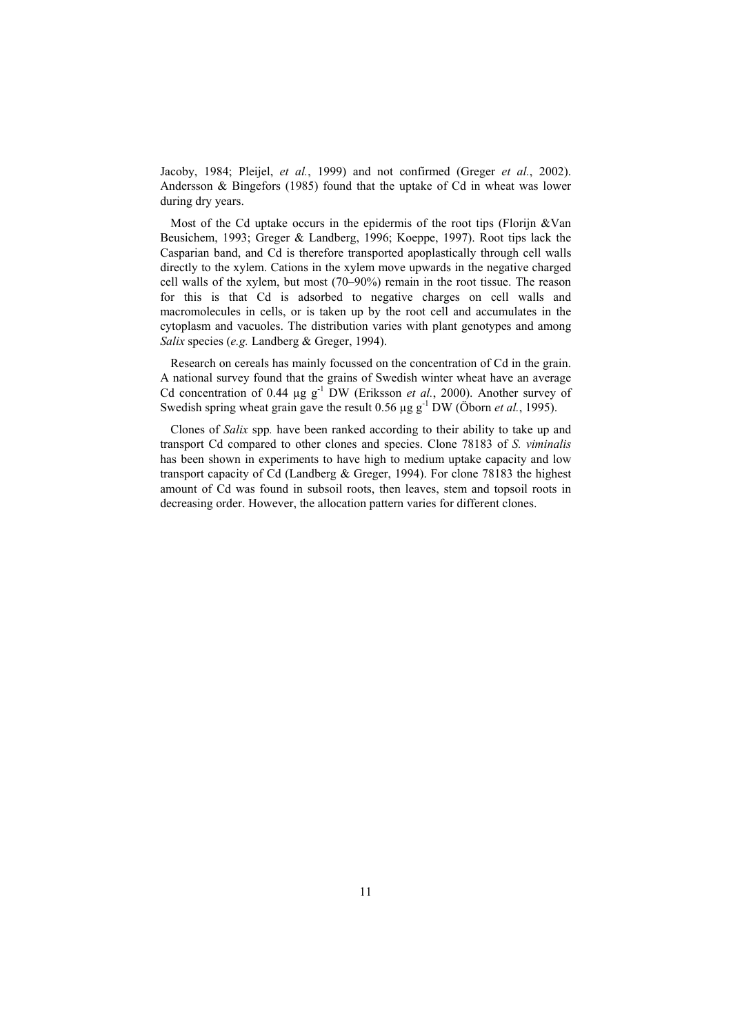Jacoby, 1984; Pleijel, *et al.*, 1999) and not confirmed (Greger *et al.*, 2002). Andersson & Bingefors (1985) found that the uptake of Cd in wheat was lower during dry years.

Most of the Cd uptake occurs in the epidermis of the root tips (Florijn &Van Beusichem, 1993; Greger & Landberg, 1996; Koeppe, 1997). Root tips lack the Casparian band, and Cd is therefore transported apoplastically through cell walls directly to the xylem. Cations in the xylem move upwards in the negative charged cell walls of the xylem, but most (70–90%) remain in the root tissue. The reason for this is that Cd is adsorbed to negative charges on cell walls and macromolecules in cells, or is taken up by the root cell and accumulates in the cytoplasm and vacuoles. The distribution varies with plant genotypes and among *Salix* species (*e.g.* Landberg & Greger, 1994).

Research on cereals has mainly focussed on the concentration of Cd in the grain. A national survey found that the grains of Swedish winter wheat have an average Cd concentration of 0.44 µg $g^{-1}$ DW (Eriksson *et al.*, 2000). Another survey of Swedish spring wheat grain gave the result 0.56 µg $g^{-1}$ DW (Öborn *et al.*, 1995).

Clones of *Salix* spp*.* have been ranked according to their ability to take up and transport Cd compared to other clones and species. Clone 78183 of *S. viminalis* has been shown in experiments to have high to medium uptake capacity and low transport capacity of Cd (Landberg & Greger, 1994). For clone 78183 the highest amount of Cd was found in subsoil roots, then leaves, stem and topsoil roots in decreasing order. However, the allocation pattern varies for different clones.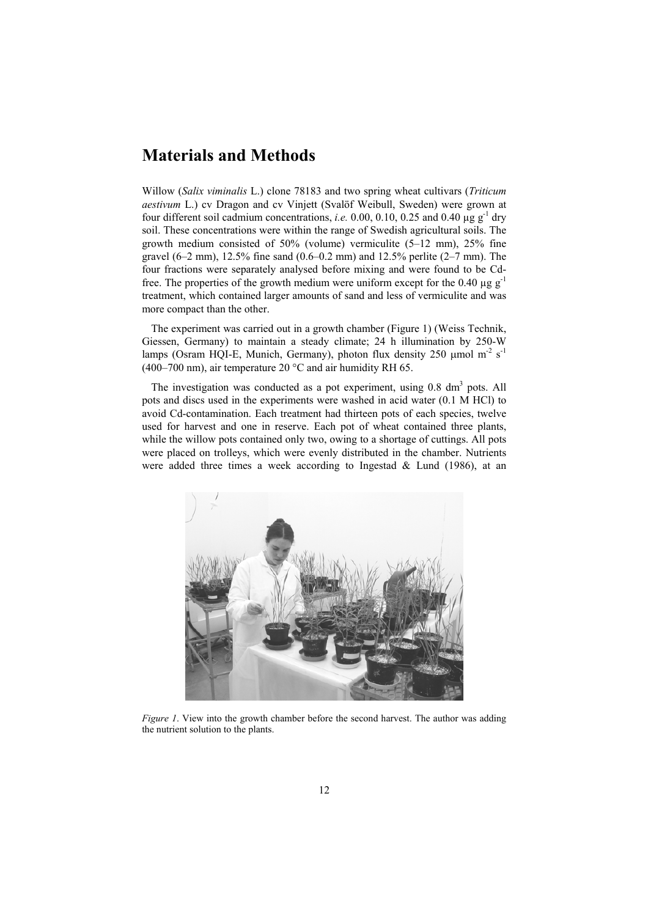# Materials and Methods

Willow (*Salix viminalis* L.) clone 78183 and two spring wheat cultivars (*Triticum aestivum* L.) cv Dragon and cv Vinjett (Svalöf Weibull, Sweden) were grown at four different soil cadmium concentrations, *i.e.* 0.00, 0.10, 0.25 and 0.40 µg $g^{-1}$ dry soil. These concentrations were within the range of Swedish agricultural soils. The growth medium consisted of 50% (volume) vermiculite (5–12 mm), 25% fine gravel (6–2 mm), 12.5% fine sand (0.6–0.2 mm) and 12.5% perlite (2–7 mm). The four fractions were separately analysed before mixing and were found to be Cd-free. The properties of the growth medium were uniform except for the 0.40 µg $g^{-1}$ treatment, which contained larger amounts of sand and less of vermiculite and was more compact than the other.

The experiment was carried out in a growth chamber (Figure 1) (Weiss Technik, Giessen, Germany) to maintain a steady climate; 24 h illumination by 250-W lamps (Osram HQI-E, Munich, Germany), photon flux density 250 µmol $m^{-2}$ $s^{-1}$ (400–700 nm), air temperature 20 °C and air humidity RH 65.

The investigation was conducted as a pot experiment, using 0.8 $dm^3$ pots. All pots and discs used in the experiments were washed in acid water (0.1 M HCl) to avoid Cd-contamination. Each treatment had thirteen pots of each species, twelve used for harvest and one in reserve. Each pot of wheat contained three plants, while the willow pots contained only two, owing to a shortage of cuttings. All pots were placed on trolleys, which were evenly distributed in the chamber. Nutrients were added three times a week according to Ingestad & Lund (1986), at an

*Figure 1*. View into the growth chamber before the second harvest. The author was adding the nutrient solution to the plants.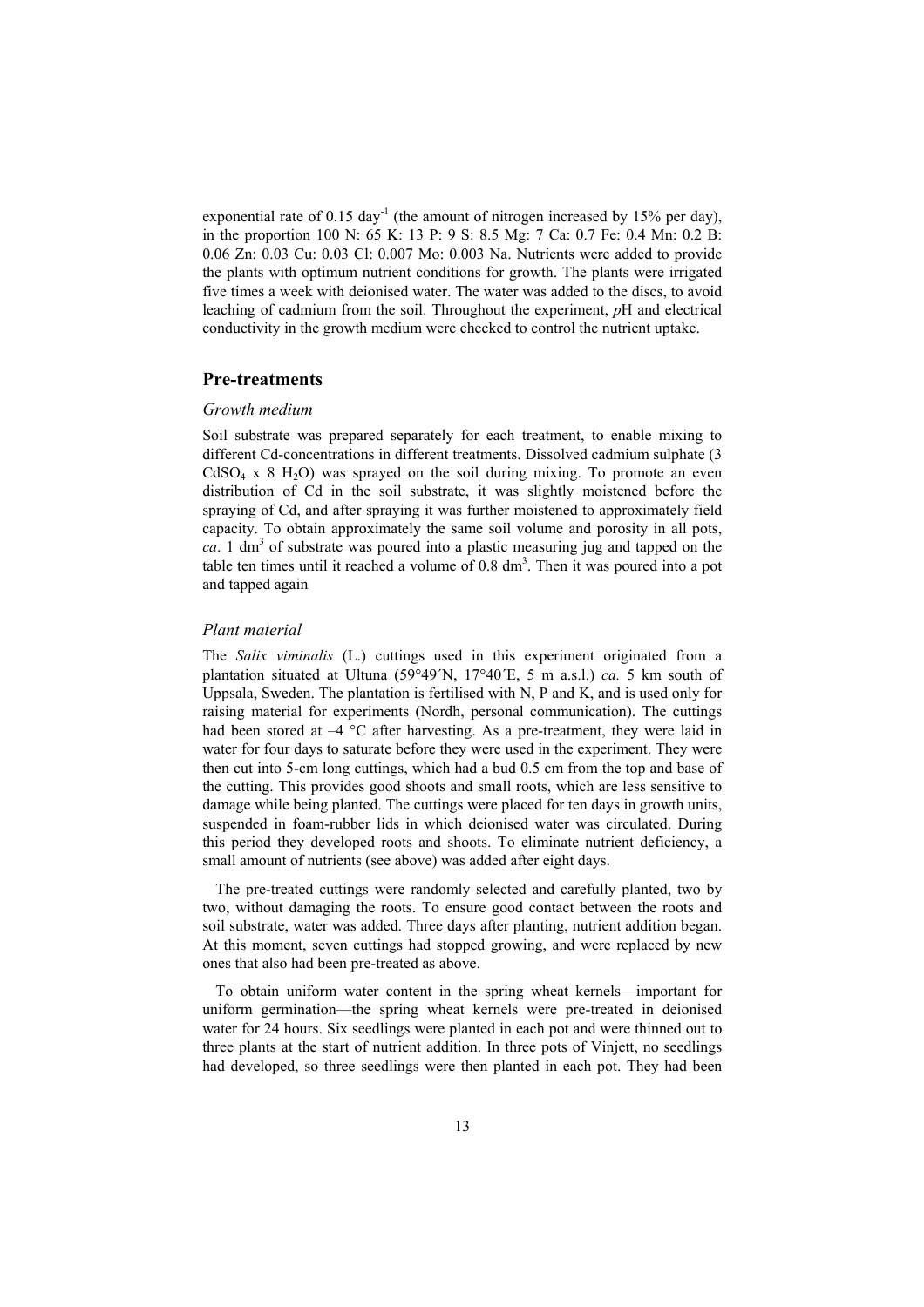exponential rate of 0.15 $day^{-1}$ (the amount of nitrogen increased by 15% per day), in the proportion 100 N: 65 K: 13 P: 9 S: 8.5 Mg: 7 Ca: 0.7 Fe: 0.4 Mn: 0.2 B: 0.06 Zn: 0.03 Cu: 0.03 Cl: 0.007 Mo: 0.003 Na. Nutrients were added to provide the plants with optimum nutrient conditions for growth. The plants were irrigated five times a week with deionised water. The water was added to the discs, to avoid leaching of cadmium from the soil. Throughout the experiment, *p*H and electrical conductivity in the growth medium were checked to control the nutrient uptake.

## Pre-treatments

### *Growth medium*

Soil substrate was prepared separately for each treatment, to enable mixing to different Cd-concentrations in different treatments. Dissolved cadmium sulphate (3 $CdSO_4$ x 8 $H_2O$) was sprayed on the soil during mixing. To promote an even distribution of Cd in the soil substrate, it was slightly moistened before the spraying of Cd, and after spraying it was further moistened to approximately field capacity. To obtain approximately the same soil volume and porosity in all pots, *ca*. 1 $dm^3$ of substrate was poured into a plastic measuring jug and tapped on the table ten times until it reached a volume of 0.8 $dm^3$. Then it was poured into a pot and tapped again

### *Plant material*

The *Salix viminalis* (L.) cuttings used in this experiment originated from a plantation situated at Ultuna (59°49´N, 17°40´E, 5 m a.s.l.) *ca.* 5 km south of Uppsala, Sweden. The plantation is fertilised with N, P and K, and is used only for raising material for experiments (Nordh, personal communication). The cuttings had been stored at –4 °C after harvesting. As a pre-treatment, they were laid in water for four days to saturate before they were used in the experiment. They were then cut into 5-cm long cuttings, which had a bud 0.5 cm from the top and base of the cutting. This provides good shoots and small roots, which are less sensitive to damage while being planted. The cuttings were placed for ten days in growth units, suspended in foam-rubber lids in which deionised water was circulated. During this period they developed roots and shoots. To eliminate nutrient deficiency, a small amount of nutrients (see above) was added after eight days.

The pre-treated cuttings were randomly selected and carefully planted, two by two, without damaging the roots. To ensure good contact between the roots and soil substrate, water was added. Three days after planting, nutrient addition began. At this moment, seven cuttings had stopped growing, and were replaced by new ones that also had been pre-treated as above.

To obtain uniform water content in the spring wheat kernels—important for uniform germination—the spring wheat kernels were pre-treated in deionised water for 24 hours. Six seedlings were planted in each pot and were thinned out to three plants at the start of nutrient addition. In three pots of Vinjett, no seedlings had developed, so three seedlings were then planted in each pot. They had been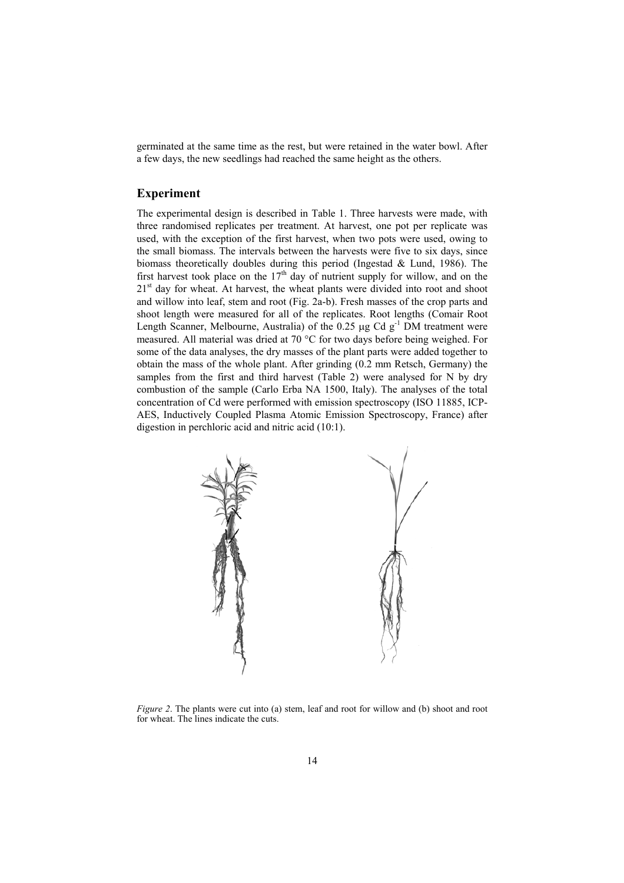germinated at the same time as the rest, but were retained in the water bowl. After a few days, the new seedlings had reached the same height as the others.

## Experiment

The experimental design is described in Table 1. Three harvests were made, with three randomised replicates per treatment. At harvest, one pot per replicate was used, with the exception of the first harvest, when two pots were used, owing to the small biomass. The intervals between the harvests were five to six days, since biomass theoretically doubles during this period (Ingestad & Lund, 1986). The first harvest took place on the $17^{th}$ day of nutrient supply for willow, and on the $21^{st}$ day for wheat. At harvest, the wheat plants were divided into root and shoot and willow into leaf, stem and root (Fig. 2a-b). Fresh masses of the crop parts and shoot length were measured for all of the replicates. Root lengths (Comair Root Length Scanner, Melbourne, Australia) of the 0.25 μg Cd $g^{-1}$ DM treatment were measured. All material was dried at 70 °C for two days before being weighed. For some of the data analyses, the dry masses of the plant parts were added together to obtain the mass of the whole plant. After grinding (0.2 mm Retsch, Germany) the samples from the first and third harvest (Table 2) were analysed for N by dry combustion of the sample (Carlo Erba NA 1500, Italy). The analyses of the total concentration of Cd were performed with emission spectroscopy (ISO 11885, ICP-AES, Inductively Coupled Plasma Atomic Emission Spectroscopy, France) after digestion in perchloric acid and nitric acid (10:1).

*Figure 2*. The plants were cut into (a) stem, leaf and root for willow and (b) shoot and root for wheat. The lines indicate the cuts.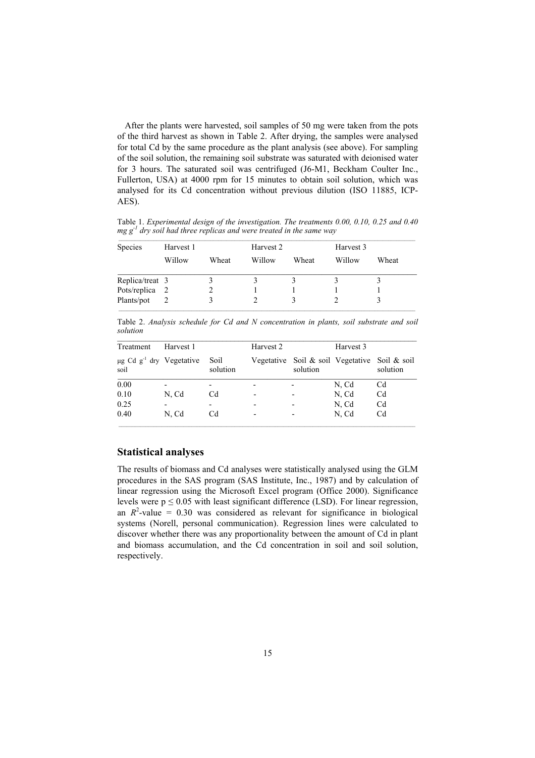After the plants were harvested, soil samples of 50 mg were taken from the pots of the third harvest as shown in Table 2. After drying, the samples were analysed for total Cd by the same procedure as the plant analysis (see above). For sampling of the soil solution, the remaining soil substrate was saturated with deionised water for 3 hours. The saturated soil was centrifuged (J6-M1, Beckham Coulter Inc., Fullerton, USA) at 4000 rpm for 15 minutes to obtain soil solution, which was analysed for its Cd concentration without previous dilution (ISO 11885, ICP-AES).

Table 1. *Experimental design of the investigation. The treatments 0.00, 0.10, 0.25 and 0.40 mg g$^{-1}$ dry soil had three replicas and were treated in the same way*

| Species | Harvest 1 | | Harvest 2 | | Harvest 3 | |
|---|---|---|---|---|---|---|
| | Willow | Wheat | Willow | Wheat | Willow | Wheat |
| Replica/treat | 3 | 3 | 3 | 3 | 3 | 3 |
| Pots/replica | 2 | 2 | 1 | 1 | 1 | 1 |
| Plants/pot | 2 | 3 | 2 | 3 | 2 | 3 |

Table 2. *Analysis schedule for Cd and N concentration in plants, soil substrate and soil solution*

| Treatment | Harvest 1 | | Harvest 2 | | Harvest 3 | |
|---|---|---|---|---|---|---|
| µg Cd g$^{-1}$ dry soil | Vegetative | Soil solution | Vegetative | Soil & soil solution | Vegetative | Soil & soil solution |
| 0.00 | - | - | - | - | N, Cd | Cd |
| 0.10 | N, Cd | Cd | - | - | N, Cd | Cd |
| 0.25 | - | - | - | - | N, Cd | Cd |
| 0.40 | N, Cd | Cd | - | - | N, Cd | Cd |

## Statistical analyses

The results of biomass and Cd analyses were statistically analysed using the GLM procedures in the SAS program (SAS Institute, Inc., 1987) and by calculation of linear regression using the Microsoft Excel program (Office 2000). Significance levels were $p \leq 0.05$ with least significant difference (LSD). For linear regression, an $R^2$-value = 0.30 was considered as relevant for significance in biological systems (Norell, personal communication). Regression lines were calculated to discover whether there was any proportionality between the amount of Cd in plant and biomass accumulation, and the Cd concentration in soil and soil solution, respectively.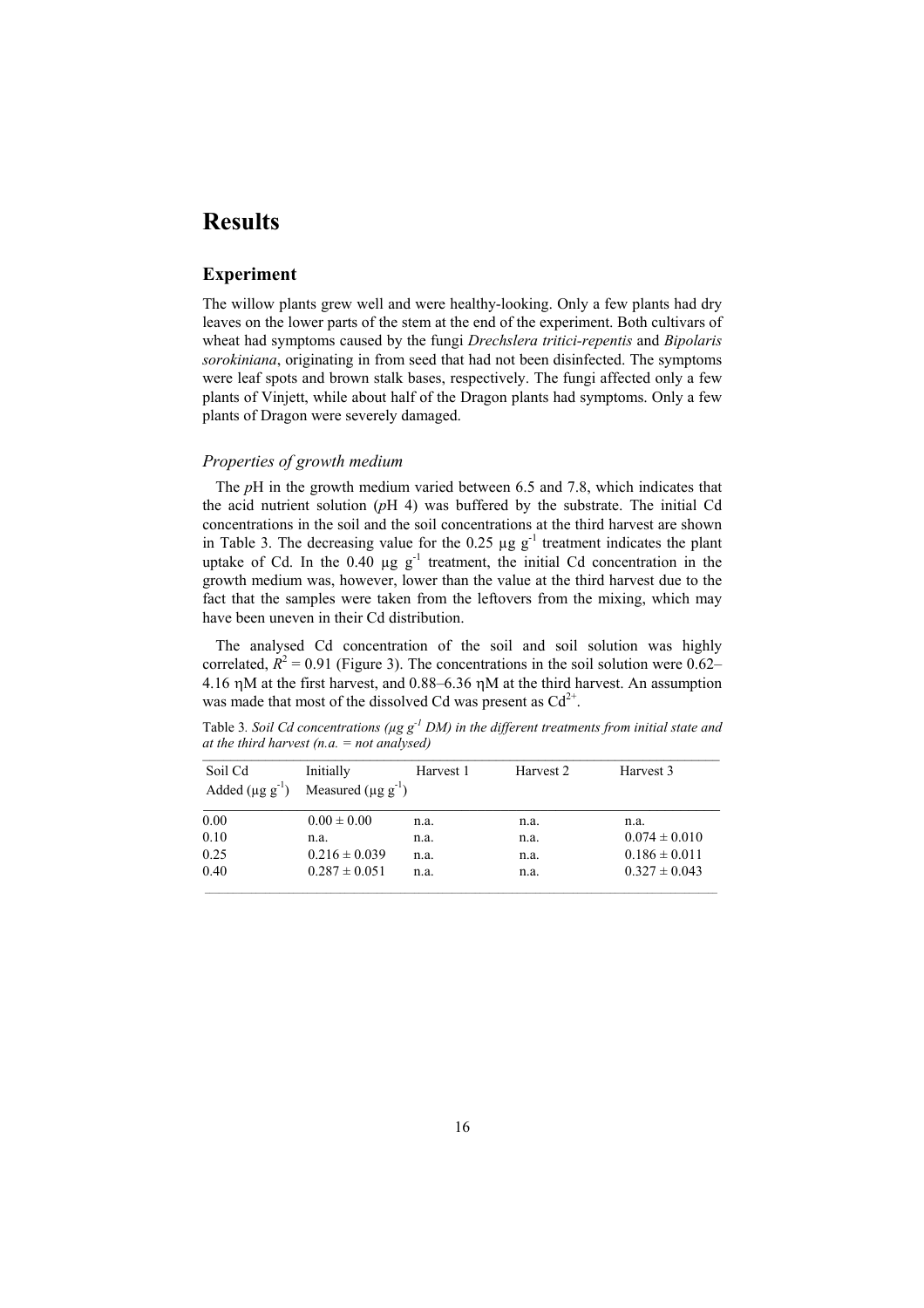# Results

## Experiment

The willow plants grew well and were healthy-looking. Only a few plants had dry leaves on the lower parts of the stem at the end of the experiment. Both cultivars of wheat had symptoms caused by the fungi *Drechslera tritici-repentis* and *Bipolaris sorokiniana*, originating in from seed that had not been disinfected. The symptoms were leaf spots and brown stalk bases, respectively. The fungi affected only a few plants of Vinjett, while about half of the Dragon plants had symptoms. Only a few plants of Dragon were severely damaged.

### *Properties of growth medium*

The *p*H in the growth medium varied between 6.5 and 7.8, which indicates that the acid nutrient solution (*p*H 4) was buffered by the substrate. The initial Cd concentrations in the soil and the soil concentrations at the third harvest are shown in Table 3. The decreasing value for the 0.25 µg g$^{-1}$ treatment indicates the plant uptake of Cd. In the 0.40 µg g$^{-1}$ treatment, the initial Cd concentration in the growth medium was, however, lower than the value at the third harvest due to the fact that the samples were taken from the leftovers from the mixing, which may have been uneven in their Cd distribution.

The analysed Cd concentration of the soil and soil solution was highly correlated, $R^2 = 0.91$ (Figure 3). The concentrations in the soil solution were 0.62–4.16 ηM at the first harvest, and 0.88–6.36 ηM at the third harvest. An assumption was made that most of the dissolved Cd was present as $Cd^{2+}$.

Table 3. *Soil Cd concentrations (µg g$^{-1}$ DM) in the different treatments from initial state and at the third harvest (n.a. = not analysed)*

| Soil Cd Added (µg g$^{-1}$) | Initially Measured (µg g$^{-1}$) | Harvest 1 | Harvest 2 | Harvest 3 |
|---|---|---|---|---|
| 0.00 | 0.00 ± 0.00 | n.a. | n.a. | n.a. |
| 0.10 | n.a. | n.a. | n.a. | 0.074 ± 0.010 |
| 0.25 | 0.216 ± 0.039 | n.a. | n.a. | 0.186 ± 0.011 |
| 0.40 | 0.287 ± 0.051 | n.a. | n.a. | 0.327 ± 0.043 |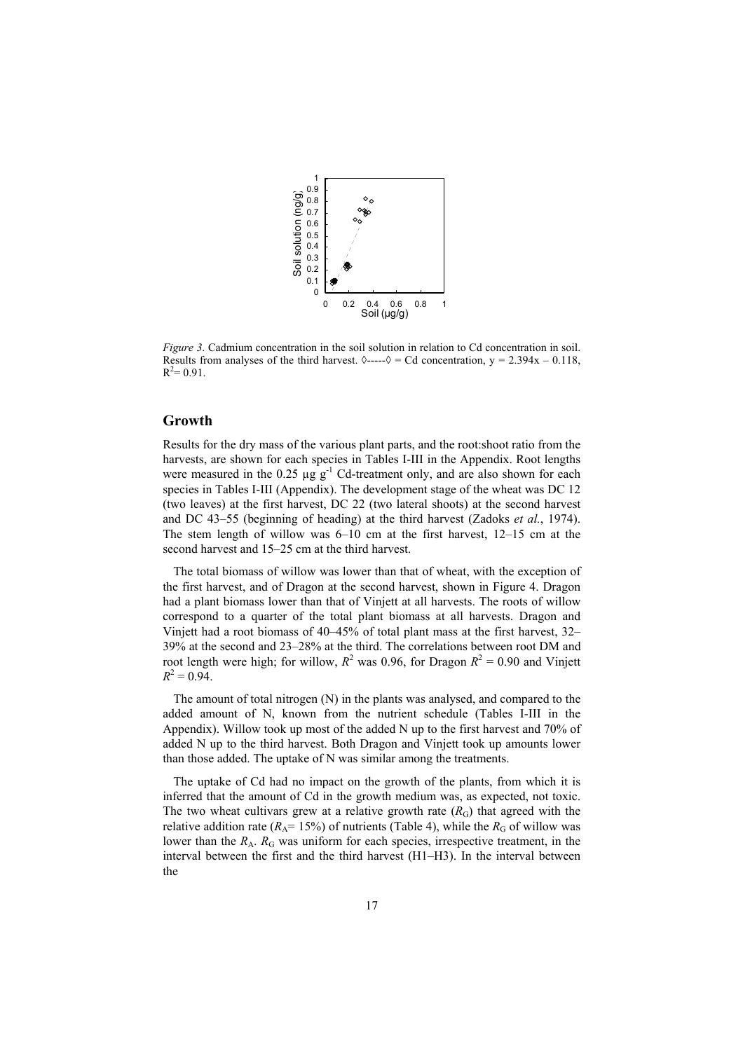*Figure 3*. Cadmium concentration in the soil solution in relation to Cd concentration in soil. Results from analyses of the third harvest. ◊-----◊ = Cd concentration, $y = 2.394x - 0.118$, $R^2 = 0.91$.

## Growth

Results for the dry mass of the various plant parts, and the root:shoot ratio from the harvests, are shown for each species in Tables I-III in the Appendix. Root lengths were measured in the 0.25 µg g$^{-1}$ Cd-treatment only, and are also shown for each species in Tables I-III (Appendix). The development stage of the wheat was DC 12 (two leaves) at the first harvest, DC 22 (two lateral shoots) at the second harvest and DC 43–55 (beginning of heading) at the third harvest (Zadoks *et al.*, 1974). The stem length of willow was 6–10 cm at the first harvest, 12–15 cm at the second harvest and 15–25 cm at the third harvest.

The total biomass of willow was lower than that of wheat, with the exception of the first harvest, and of Dragon at the second harvest, shown in Figure 4. Dragon had a plant biomass lower than that of Vinjett at all harvests. The roots of willow correspond to a quarter of the total plant biomass at all harvests. Dragon and Vinjett had a root biomass of 40–45% of total plant mass at the first harvest, 32–39% at the second and 23–28% at the third. The correlations between root DM and root length were high; for willow, $R^2$ was 0.96, for Dragon $R^2 = 0.90$ and Vinjett $R^2 = 0.94$.

The amount of total nitrogen (N) in the plants was analysed, and compared to the added amount of N, known from the nutrient schedule (Tables I-III in the Appendix). Willow took up most of the added N up to the first harvest and 70% of added N up to the third harvest. Both Dragon and Vinjett took up amounts lower than those added. The uptake of N was similar among the treatments.

The uptake of Cd had no impact on the growth of the plants, from which it is inferred that the amount of Cd in the growth medium was, as expected, not toxic. The two wheat cultivars grew at a relative growth rate ($R_G$) that agreed with the relative addition rate ($R_A$= 15%) of nutrients (Table 4), while the $R_G$ of willow was lower than the $R_A$. $R_G$ was uniform for each species, irrespective treatment, in the interval between the first and the third harvest (H1–H3). In the interval between the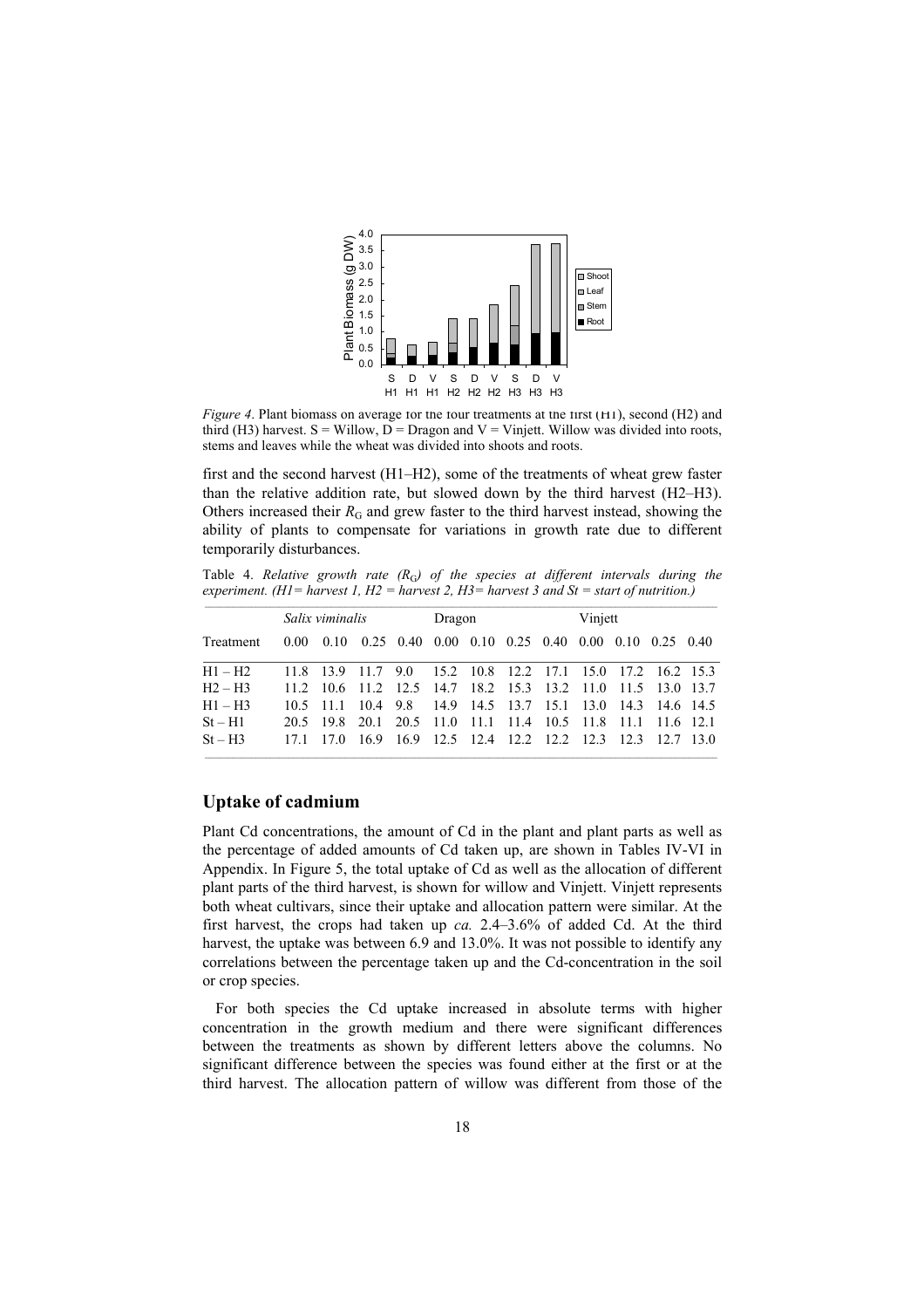*Figure 4*. Plant biomass on average for the four treatments at the first (H1), second (H2) and third (H3) harvest. S = Willow, D = Dragon and V = Vinjett. Willow was divided into roots, stems and leaves while the wheat was divided into shoots and roots.

first and the second harvest (H1–H2), some of the treatments of wheat grew faster than the relative addition rate, but slowed down by the third harvest (H2–H3). Others increased their $R_G$ and grew faster to the third harvest instead, showing the ability of plants to compensate for variations in growth rate due to different temporarily disturbances.

Table 4. *Relative growth rate ($R_G$) of the species at different intervals during the experiment. (H1= harvest 1, H2 = harvest 2, H3= harvest 3 and St = start of nutrition.)*

| | *Salix viminalis* | | | | Dragon | | | | Vinjett | | | |
|---|---|---|---|---|---|---|---|---|---|---|---|---|
| Treatment | 0.00 | 0.10 | 0.25 | 0.40 | 0.00 | 0.10 | 0.25 | 0.40 | 0.00 | 0.10 | 0.25 | 0.40 |
| H1 – H2 | 11.8 | 13.9 | 11.7 | 9.0 | 15.2 | 10.8 | 12.2 | 17.1 | 15.0 | 17.2 | 16.2 | 15.3 |
| H2 – H3 | 11.2 | 10.6 | 11.2 | 12.5 | 14.7 | 18.2 | 15.3 | 13.2 | 11.0 | 11.5 | 13.0 | 13.7 |
| H1 – H3 | 10.5 | 11.1 | 10.4 | 9.8 | 14.9 | 14.5 | 13.7 | 15.1 | 13.0 | 14.3 | 14.6 | 14.5 |
| St – H1 | 20.5 | 19.8 | 20.1 | 20.5 | 11.0 | 11.1 | 11.4 | 10.5 | 11.8 | 11.1 | 11.6 | 12.1 |
| St – H3 | 17.1 | 17.0 | 16.9 | 16.9 | 12.5 | 12.4 | 12.2 | 12.2 | 12.3 | 12.3 | 12.7 | 13.0 |

## Uptake of cadmium

Plant Cd concentrations, the amount of Cd in the plant and plant parts as well as the percentage of added amounts of Cd taken up, are shown in Tables IV-VI in Appendix. In Figure 5, the total uptake of Cd as well as the allocation of different plant parts of the third harvest, is shown for willow and Vinjett. Vinjett represents both wheat cultivars, since their uptake and allocation pattern were similar. At the first harvest, the crops had taken up *ca.* 2.4–3.6% of added Cd. At the third harvest, the uptake was between 6.9 and 13.0%. It was not possible to identify any correlations between the percentage taken up and the Cd-concentration in the soil or crop species.

For both species the Cd uptake increased in absolute terms with higher concentration in the growth medium and there were significant differences between the treatments as shown by different letters above the columns. No significant difference between the species was found either at the first or at the third harvest. The allocation pattern of willow was different from those of the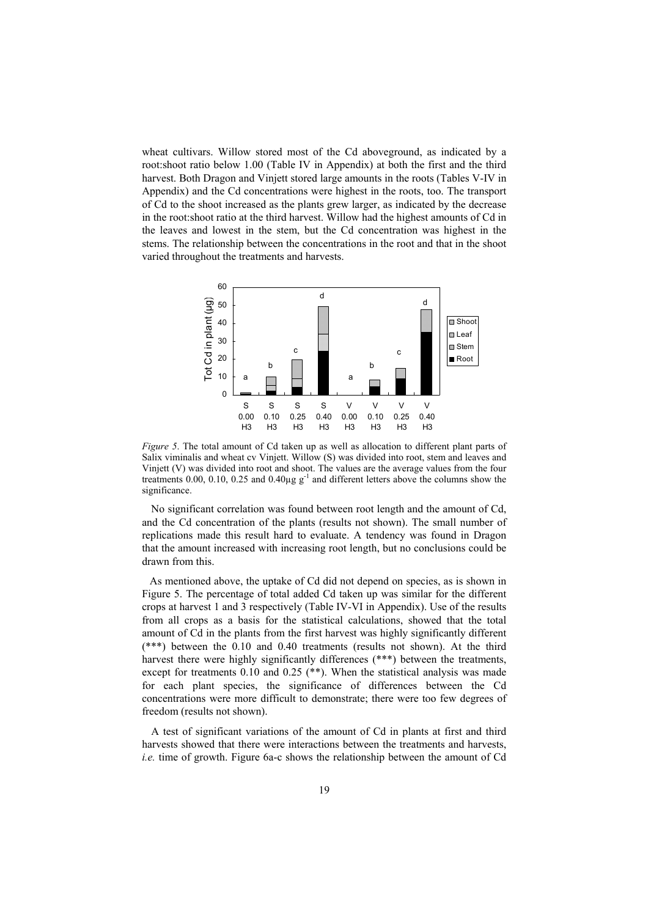wheat cultivars. Willow stored most of the Cd aboveground, as indicated by a root:shoot ratio below 1.00 (Table IV in Appendix) at both the first and the third harvest. Both Dragon and Vinjett stored large amounts in the roots (Tables V-IV in Appendix) and the Cd concentrations were highest in the roots, too. The transport of Cd to the shoot increased as the plants grew larger, as indicated by the decrease in the root:shoot ratio at the third harvest. Willow had the highest amounts of Cd in the leaves and lowest in the stem, but the Cd concentration was highest in the stems. The relationship between the concentrations in the root and that in the shoot varied throughout the treatments and harvests.

*Figure 5*. The total amount of Cd taken up as well as allocation to different plant parts of Salix viminalis and wheat cv Vinjett. Willow (S) was divided into root, stem and leaves and Vinjett (V) was divided into root and shoot. The values are the average values from the four treatments 0.00, 0.10, 0.25 and 0.40μg $g^{-1}$ and different letters above the columns show the significance.

No significant correlation was found between root length and the amount of Cd, and the Cd concentration of the plants (results not shown). The small number of replications made this result hard to evaluate. A tendency was found in Dragon that the amount increased with increasing root length, but no conclusions could be drawn from this.

As mentioned above, the uptake of Cd did not depend on species, as is shown in Figure 5. The percentage of total added Cd taken up was similar for the different crops at harvest 1 and 3 respectively (Table IV-VI in Appendix). Use of the results from all crops as a basis for the statistical calculations, showed that the total amount of Cd in the plants from the first harvest was highly significantly different (***) between the 0.10 and 0.40 treatments (results not shown). At the third harvest there were highly significantly differences (***) between the treatments, except for treatments 0.10 and 0.25 (**). When the statistical analysis was made for each plant species, the significance of differences between the Cd concentrations were more difficult to demonstrate; there were too few degrees of freedom (results not shown).

A test of significant variations of the amount of Cd in plants at first and third harvests showed that there were interactions between the treatments and harvests, *i.e.* time of growth. Figure 6a-c shows the relationship between the amount of Cd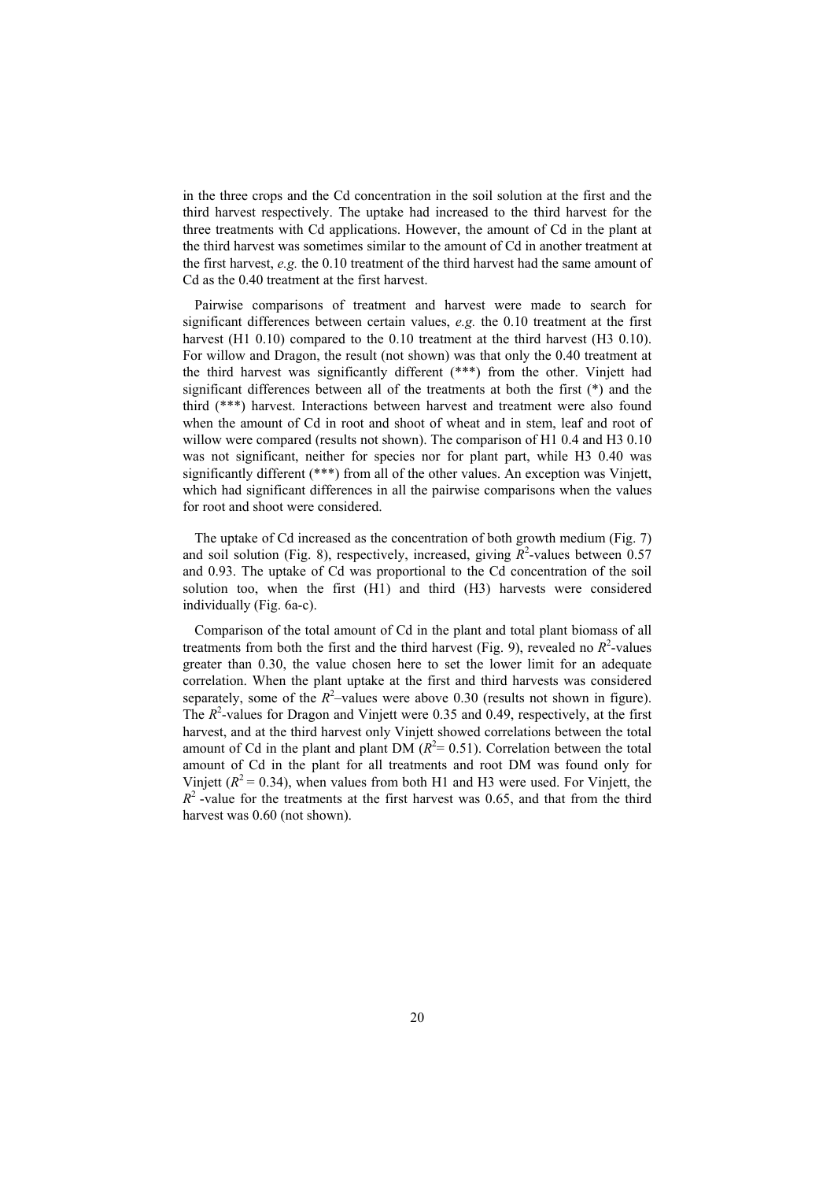in the three crops and the Cd concentration in the soil solution at the first and the third harvest respectively. The uptake had increased to the third harvest for the three treatments with Cd applications. However, the amount of Cd in the plant at the third harvest was sometimes similar to the amount of Cd in another treatment at the first harvest, *e.g.* the 0.10 treatment of the third harvest had the same amount of Cd as the 0.40 treatment at the first harvest.

Pairwise comparisons of treatment and harvest were made to search for significant differences between certain values, *e.g.* the 0.10 treatment at the first harvest (H1 0.10) compared to the 0.10 treatment at the third harvest (H3 0.10). For willow and Dragon, the result (not shown) was that only the 0.40 treatment at the third harvest was significantly different (***) from the other. Vinjett had significant differences between all of the treatments at both the first (*) and the third (***) harvest. Interactions between harvest and treatment were also found when the amount of Cd in root and shoot of wheat and in stem, leaf and root of willow were compared (results not shown). The comparison of H1 0.4 and H3 0.10 was not significant, neither for species nor for plant part, while H3 0.40 was significantly different (***) from all of the other values. An exception was Vinjett, which had significant differences in all the pairwise comparisons when the values for root and shoot were considered.

The uptake of Cd increased as the concentration of both growth medium (Fig. 7) and soil solution (Fig. 8), respectively, increased, giving $R^2$-values between 0.57 and 0.93. The uptake of Cd was proportional to the Cd concentration of the soil solution too, when the first (H1) and third (H3) harvests were considered individually (Fig. 6a-c).

Comparison of the total amount of Cd in the plant and total plant biomass of all treatments from both the first and the third harvest (Fig. 9), revealed no $R^2$-values greater than 0.30, the value chosen here to set the lower limit for an adequate correlation. When the plant uptake at the first and third harvests was considered separately, some of the $R^2$–values were above 0.30 (results not shown in figure). The $R^2$-values for Dragon and Vinjett were 0.35 and 0.49, respectively, at the first harvest, and at the third harvest only Vinjett showed correlations between the total amount of Cd in the plant and plant DM ($R^2$= 0.51). Correlation between the total amount of Cd in the plant for all treatments and root DM was found only for Vinjett ($R^2$ = 0.34), when values from both H1 and H3 were used. For Vinjett, the $R^2$ -value for the treatments at the first harvest was 0.65, and that from the third harvest was 0.60 (not shown).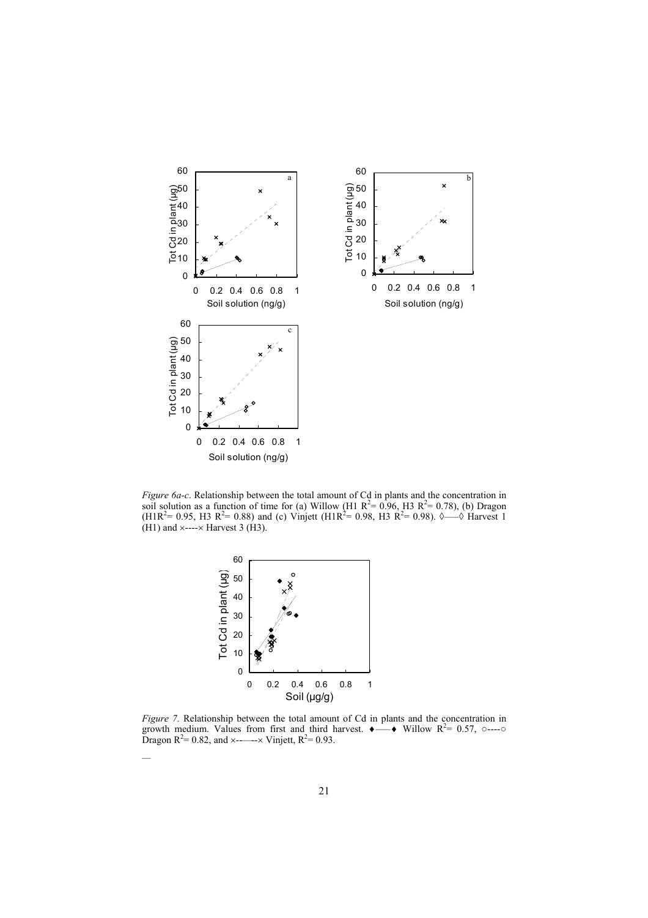*Figure 6a-c*. Relationship between the total amount of Cd in plants and the concentration in soil solution as a function of time for (a) Willow (H1 $R^2$= 0.96, H3 $R^2$= 0.78), (b) Dragon (H1$R^2$= 0.95, H3 $R^2$= 0.88) and (c) Vinjett (H1$R^2$= 0.98, H3 $R^2$= 0.98). ◊——◊ Harvest 1 (H1) and ×----× Harvest 3 (H3).

*Figure 7.* Relationship between the total amount of Cd in plants and the concentration in growth medium. Values from first and third harvest. ♦——♦ Willow $R^2$= 0.57, ○----○ Dragon $R^2$= 0.82, and ×--——-× Vinjett, $R^2$= 0.93.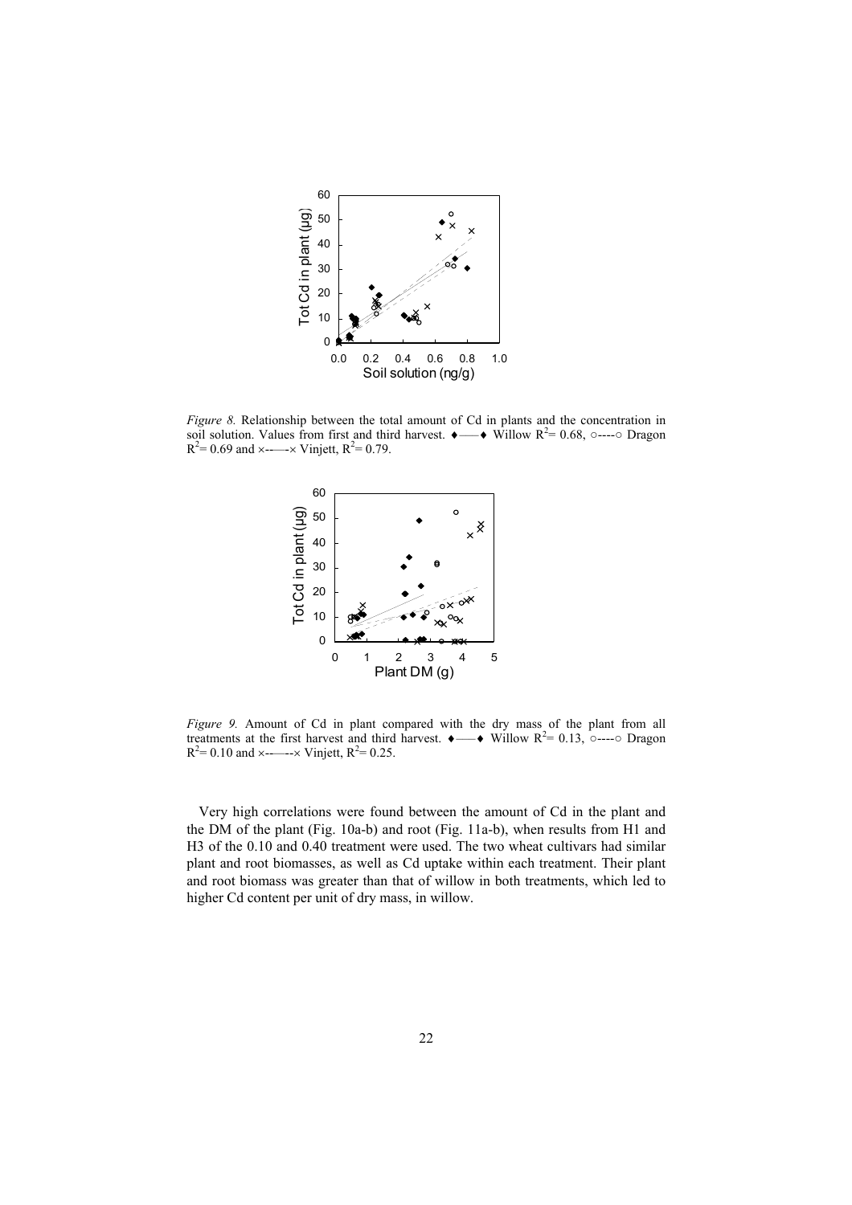*Figure 8.* Relationship between the total amount of Cd in plants and the concentration in soil solution. Values from first and third harvest. ♦——♦ Willow $R^2$= 0.68, ○----○ Dragon $R^2$= 0.69 and ×-·—·-× Vinjett, $R^2$= 0.79.

*Figure 9.* Amount of Cd in plant compared with the dry mass of the plant from all treatments at the first harvest and third harvest. ♦——♦ Willow $R^2$= 0.13, ○----○ Dragon $R^2$= 0.10 and ×-·—·-× Vinjett, $R^2$= 0.25.

Very high correlations were found between the amount of Cd in the plant and the DM of the plant (Fig. 10a-b) and root (Fig. 11a-b), when results from H1 and H3 of the 0.10 and 0.40 treatment were used. The two wheat cultivars had similar plant and root biomasses, as well as Cd uptake within each treatment. Their plant and root biomass was greater than that of willow in both treatments, which led to higher Cd content per unit of dry mass, in willow.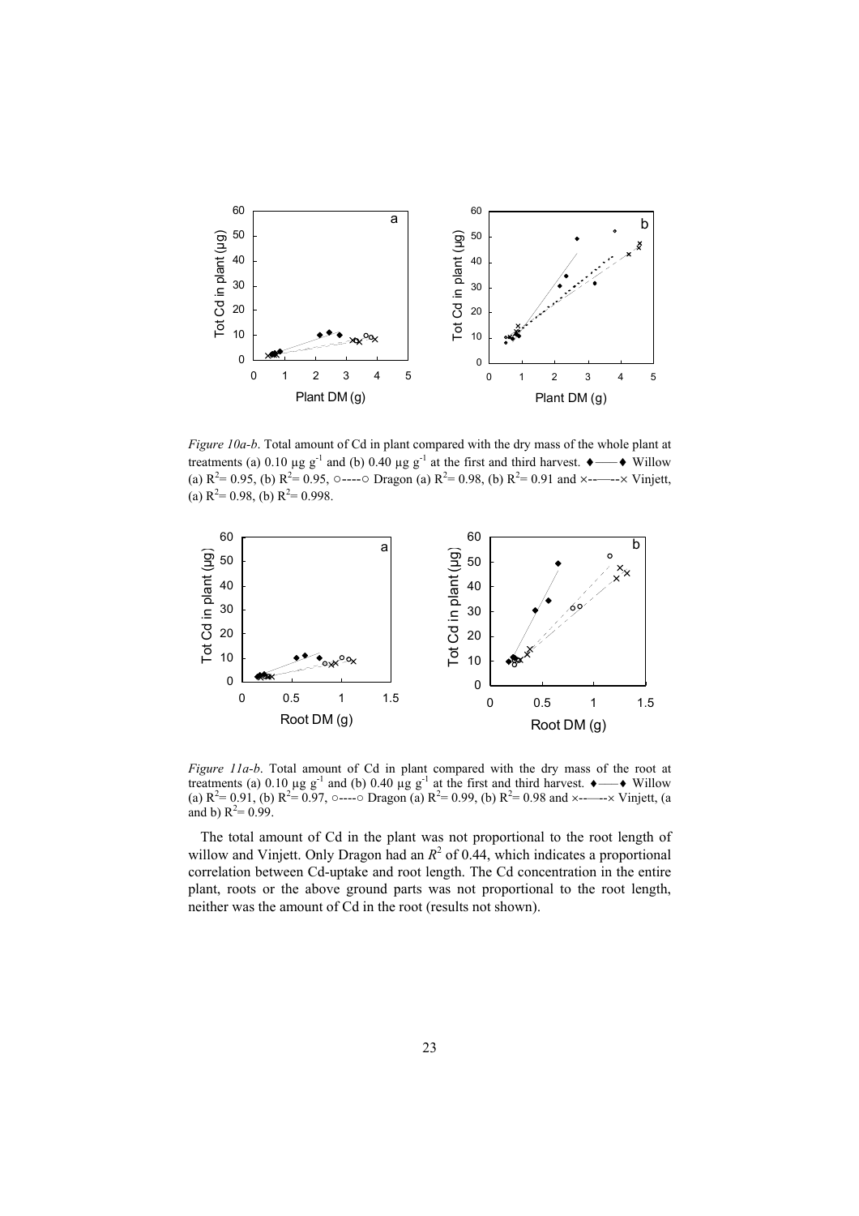*Figure 10a-b*. Total amount of Cd in plant compared with the dry mass of the whole plant at treatments (a) 0.10 µg g$^{-1}$ and (b) 0.40 µg g$^{-1}$ at the first and third harvest. ♦——♦ Willow (a) $R^2$= 0.95, (b) $R^2$= 0.95, ○----○ Dragon (a) $R^2$= 0.98, (b) $R^2$= 0.91 and ×-——-× Vinjett, (a) $R^2$= 0.98, (b) $R^2$= 0.998.

*Figure 11a-b*. Total amount of Cd in plant compared with the dry mass of the root at treatments (a) 0.10 µg g$^{-1}$ and (b) 0.40 µg g$^{-1}$ at the first and third harvest. ♦——♦ Willow (a) $R^2$= 0.91, (b) $R^2$= 0.97, ○----○ Dragon (a) $R^2$= 0.99, (b) $R^2$= 0.98 and ×-——-× Vinjett, (a and b) $R^2$= 0.99.

The total amount of Cd in the plant was not proportional to the root length of willow and Vinjett. Only Dragon had an $R^2$ of 0.44, which indicates a proportional correlation between Cd-uptake and root length. The Cd concentration in the entire plant, roots or the above ground parts was not proportional to the root length, neither was the amount of Cd in the root (results not shown).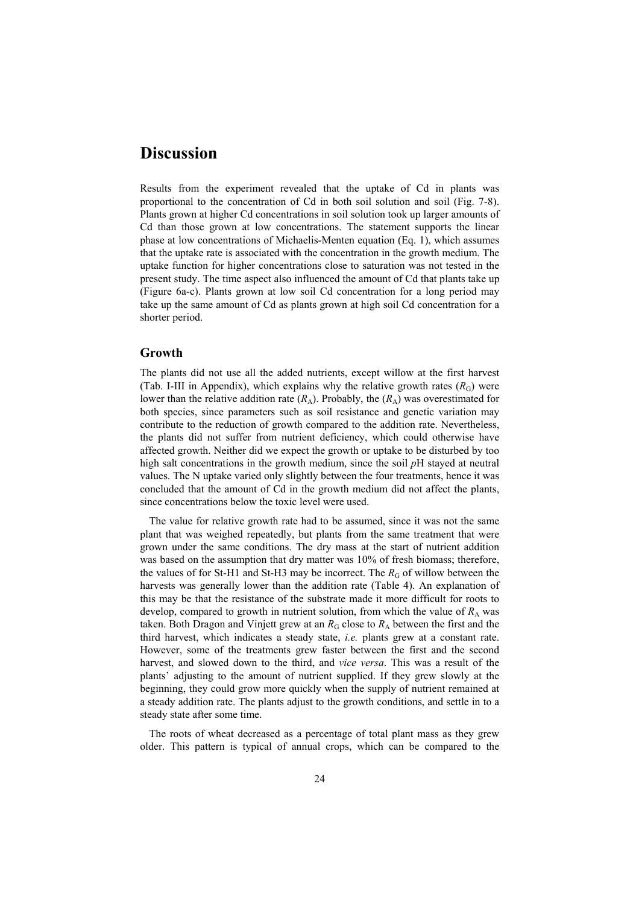# Discussion

Results from the experiment revealed that the uptake of Cd in plants was proportional to the concentration of Cd in both soil solution and soil (Fig. 7-8). Plants grown at higher Cd concentrations in soil solution took up larger amounts of Cd than those grown at low concentrations. The statement supports the linear phase at low concentrations of Michaelis-Menten equation (Eq. 1), which assumes that the uptake rate is associated with the concentration in the growth medium. The uptake function for higher concentrations close to saturation was not tested in the present study. The time aspect also influenced the amount of Cd that plants take up (Figure 6a-c). Plants grown at low soil Cd concentration for a long period may take up the same amount of Cd as plants grown at high soil Cd concentration for a shorter period.

## Growth

The plants did not use all the added nutrients, except willow at the first harvest (Tab. I-III in Appendix), which explains why the relative growth rates ($R_G$) were lower than the relative addition rate ($R_A$). Probably, the ($R_A$) was overestimated for both species, since parameters such as soil resistance and genetic variation may contribute to the reduction of growth compared to the addition rate. Nevertheless, the plants did not suffer from nutrient deficiency, which could otherwise have affected growth. Neither did we expect the growth or uptake to be disturbed by too high salt concentrations in the growth medium, since the soil *p*H stayed at neutral values. The N uptake varied only slightly between the four treatments, hence it was concluded that the amount of Cd in the growth medium did not affect the plants, since concentrations below the toxic level were used.

The value for relative growth rate had to be assumed, since it was not the same plant that was weighed repeatedly, but plants from the same treatment that were grown under the same conditions. The dry mass at the start of nutrient addition was based on the assumption that dry matter was 10% of fresh biomass; therefore, the values of for St-H1 and St-H3 may be incorrect. The $R_G$ of willow between the harvests was generally lower than the addition rate (Table 4). An explanation of this may be that the resistance of the substrate made it more difficult for roots to develop, compared to growth in nutrient solution, from which the value of $R_A$ was taken. Both Dragon and Vinjett grew at an $R_G$ close to $R_A$ between the first and the third harvest, which indicates a steady state, *i.e.* plants grew at a constant rate. However, some of the treatments grew faster between the first and the second harvest, and slowed down to the third, and *vice versa*. This was a result of the plants' adjusting to the amount of nutrient supplied. If they grew slowly at the beginning, they could grow more quickly when the supply of nutrient remained at a steady addition rate. The plants adjust to the growth conditions, and settle in to a steady state after some time.

The roots of wheat decreased as a percentage of total plant mass as they grew older. This pattern is typical of annual crops, which can be compared to the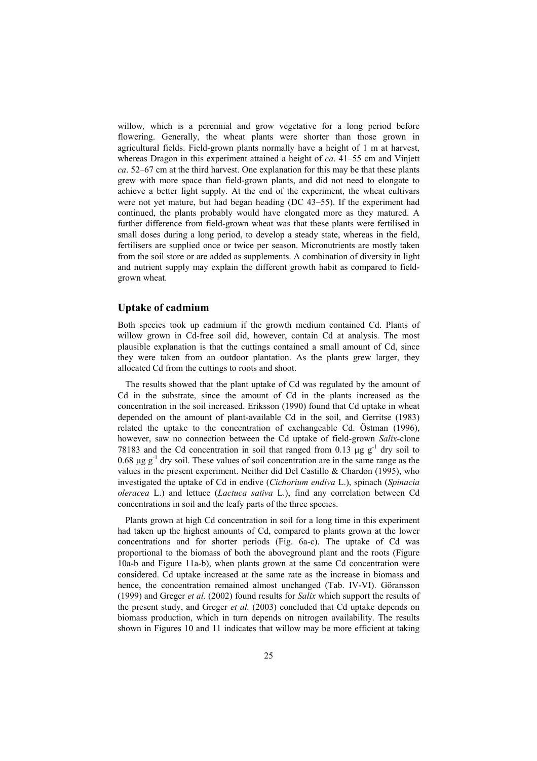willow, which is a perennial and grow vegetative for a long period before flowering. Generally, the wheat plants were shorter than those grown in agricultural fields. Field-grown plants normally have a height of 1 m at harvest, whereas Dragon in this experiment attained a height of *ca*. 41–55 cm and Vinjett *ca*. 52–67 cm at the third harvest. One explanation for this may be that these plants grew with more space than field-grown plants, and did not need to elongate to achieve a better light supply. At the end of the experiment, the wheat cultivars were not yet mature, but had began heading (DC 43–55). If the experiment had continued, the plants probably would have elongated more as they matured. A further difference from field-grown wheat was that these plants were fertilised in small doses during a long period, to develop a steady state, whereas in the field, fertilisers are supplied once or twice per season. Micronutrients are mostly taken from the soil store or are added as supplements. A combination of diversity in light and nutrient supply may explain the different growth habit as compared to field-grown wheat.

## Uptake of cadmium

Both species took up cadmium if the growth medium contained Cd. Plants of willow grown in Cd-free soil did, however, contain Cd at analysis. The most plausible explanation is that the cuttings contained a small amount of Cd, since they were taken from an outdoor plantation. As the plants grew larger, they allocated Cd from the cuttings to roots and shoot.

The results showed that the plant uptake of Cd was regulated by the amount of Cd in the substrate, since the amount of Cd in the plants increased as the concentration in the soil increased. Eriksson (1990) found that Cd uptake in wheat depended on the amount of plant-available Cd in the soil, and Gerritse (1983) related the uptake to the concentration of exchangeable Cd. Östman (1996), however, saw no connection between the Cd uptake of field-grown *Salix*-clone 78183 and the Cd concentration in soil that ranged from 0.13 $\mu g\ g^{-1}$ dry soil to 0.68 $\mu g\ g^{-1}$ dry soil. These values of soil concentration are in the same range as the values in the present experiment. Neither did Del Castillo & Chardon (1995), who investigated the uptake of Cd in endive (*Cichorium endiva* L.), spinach (*Spinacia oleracea* L.) and lettuce (*Lactuca sativa* L.), find any correlation between Cd concentrations in soil and the leafy parts of the three species.

Plants grown at high Cd concentration in soil for a long time in this experiment had taken up the highest amounts of Cd, compared to plants grown at the lower concentrations and for shorter periods (Fig. 6a-c). The uptake of Cd was proportional to the biomass of both the aboveground plant and the roots (Figure 10a-b and Figure 11a-b), when plants grown at the same Cd concentration were considered. Cd uptake increased at the same rate as the increase in biomass and hence, the concentration remained almost unchanged (Tab. IV-VI). Göransson (1999) and Greger *et al.* (2002) found results for *Salix* which support the results of the present study, and Greger *et al.* (2003) concluded that Cd uptake depends on biomass production, which in turn depends on nitrogen availability. The results shown in Figures 10 and 11 indicates that willow may be more efficient at taking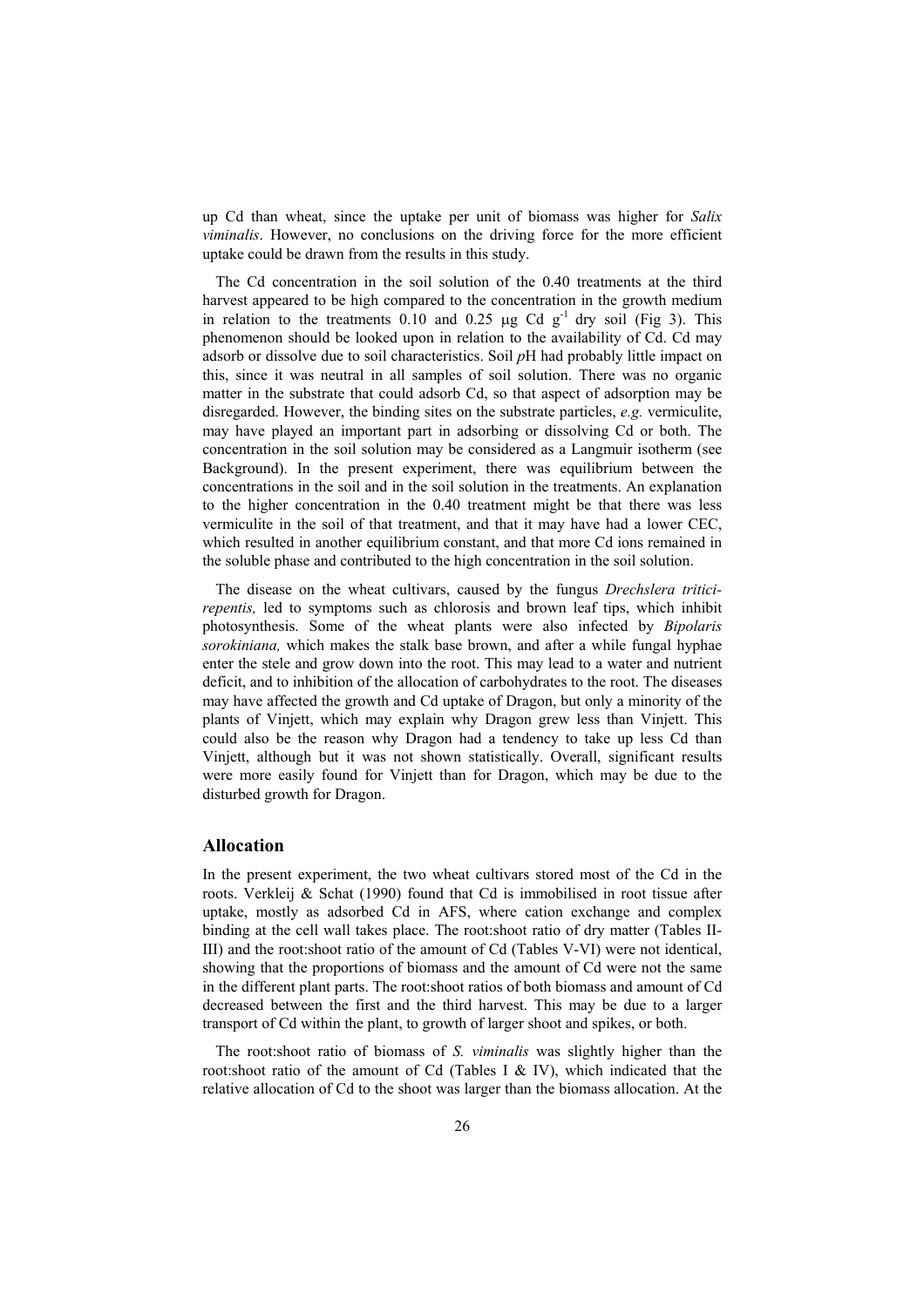up Cd than wheat, since the uptake per unit of biomass was higher for *Salix viminalis*. However, no conclusions on the driving force for the more efficient uptake could be drawn from the results in this study.

The Cd concentration in the soil solution of the 0.40 treatments at the third harvest appeared to be high compared to the concentration in the growth medium in relation to the treatments 0.10 and 0.25 μg Cd $g^{-1}$ dry soil (Fig 3). This phenomenon should be looked upon in relation to the availability of Cd. Cd may adsorb or dissolve due to soil characteristics. Soil *p*H had probably little impact on this, since it was neutral in all samples of soil solution. There was no organic matter in the substrate that could adsorb Cd, so that aspect of adsorption may be disregarded. However, the binding sites on the substrate particles, *e.g.* vermiculite, may have played an important part in adsorbing or dissolving Cd or both. The concentration in the soil solution may be considered as a Langmuir isotherm (see Background). In the present experiment, there was equilibrium between the concentrations in the soil and in the soil solution in the treatments. An explanation to the higher concentration in the 0.40 treatment might be that there was less vermiculite in the soil of that treatment, and that it may have had a lower CEC, which resulted in another equilibrium constant, and that more Cd ions remained in the soluble phase and contributed to the high concentration in the soil solution.

The disease on the wheat cultivars, caused by the fungus *Drechslera tritici-repentis,* led to symptoms such as chlorosis and brown leaf tips, which inhibit photosynthesis. Some of the wheat plants were also infected by *Bipolaris sorokiniana,* which makes the stalk base brown, and after a while fungal hyphae enter the stele and grow down into the root. This may lead to a water and nutrient deficit, and to inhibition of the allocation of carbohydrates to the root. The diseases may have affected the growth and Cd uptake of Dragon, but only a minority of the plants of Vinjett, which may explain why Dragon grew less than Vinjett. This could also be the reason why Dragon had a tendency to take up less Cd than Vinjett, although but it was not shown statistically. Overall, significant results were more easily found for Vinjett than for Dragon, which may be due to the disturbed growth for Dragon.

## Allocation

In the present experiment, the two wheat cultivars stored most of the Cd in the roots. Verkleij & Schat (1990) found that Cd is immobilised in root tissue after uptake, mostly as adsorbed Cd in AFS, where cation exchange and complex binding at the cell wall takes place. The root:shoot ratio of dry matter (Tables II-III) and the root:shoot ratio of the amount of Cd (Tables V-VI) were not identical, showing that the proportions of biomass and the amount of Cd were not the same in the different plant parts. The root:shoot ratios of both biomass and amount of Cd decreased between the first and the third harvest. This may be due to a larger transport of Cd within the plant, to growth of larger shoot and spikes, or both.

The root:shoot ratio of biomass of *S. viminalis* was slightly higher than the root:shoot ratio of the amount of Cd (Tables I & IV), which indicated that the relative allocation of Cd to the shoot was larger than the biomass allocation. At the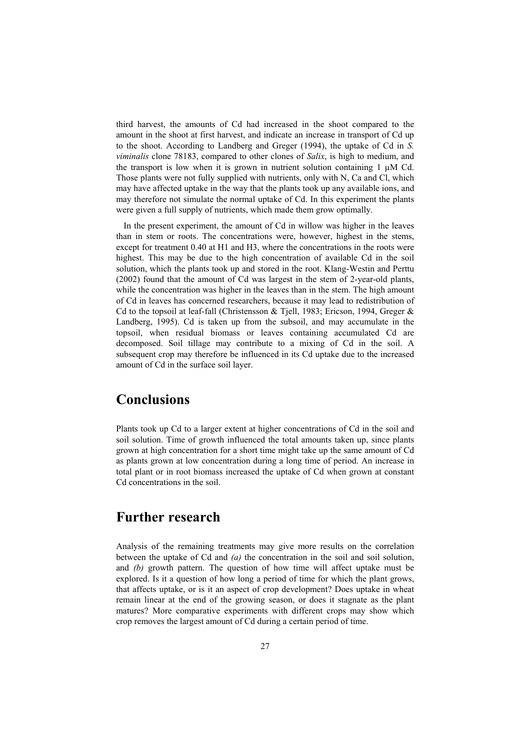third harvest, the amounts of Cd had increased in the shoot compared to the amount in the shoot at first harvest, and indicate an increase in transport of Cd up to the shoot. According to Landberg and Greger (1994), the uptake of Cd in *S. viminalis* clone 78183, compared to other clones of *Salix*, is high to medium, and the transport is low when it is grown in nutrient solution containing 1 μM Cd. Those plants were not fully supplied with nutrients, only with N, Ca and Cl, which may have affected uptake in the way that the plants took up any available ions, and may therefore not simulate the normal uptake of Cd. In this experiment the plants were given a full supply of nutrients, which made them grow optimally.

In the present experiment, the amount of Cd in willow was higher in the leaves than in stem or roots. The concentrations were, however, highest in the stems, except for treatment 0.40 at H1 and H3, where the concentrations in the roots were highest. This may be due to the high concentration of available Cd in the soil solution, which the plants took up and stored in the root. Klang-Westin and Perttu (2002) found that the amount of Cd was largest in the stem of 2-year-old plants, while the concentration was higher in the leaves than in the stem. The high amount of Cd in leaves has concerned researchers, because it may lead to redistribution of Cd to the topsoil at leaf-fall (Christensson & Tjell, 1983; Ericson, 1994, Greger & Landberg, 1995). Cd is taken up from the subsoil, and may accumulate in the topsoil, when residual biomass or leaves containing accumulated Cd are decomposed. Soil tillage may contribute to a mixing of Cd in the soil. A subsequent crop may therefore be influenced in its Cd uptake due to the increased amount of Cd in the surface soil layer.

# Conclusions

Plants took up Cd to a larger extent at higher concentrations of Cd in the soil and soil solution. Time of growth influenced the total amounts taken up, since plants grown at high concentration for a short time might take up the same amount of Cd as plants grown at low concentration during a long time of period. An increase in total plant or in root biomass increased the uptake of Cd when grown at constant Cd concentrations in the soil.

# Further research

Analysis of the remaining treatments may give more results on the correlation between the uptake of Cd and *(a)* the concentration in the soil and soil solution, and *(b)* growth pattern. The question of how time will affect uptake must be explored. Is it a question of how long a period of time for which the plant grows, that affects uptake, or is it an aspect of crop development? Does uptake in wheat remain linear at the end of the growing season, or does it stagnate as the plant matures? More comparative experiments with different crops may show which crop removes the largest amount of Cd during a certain period of time.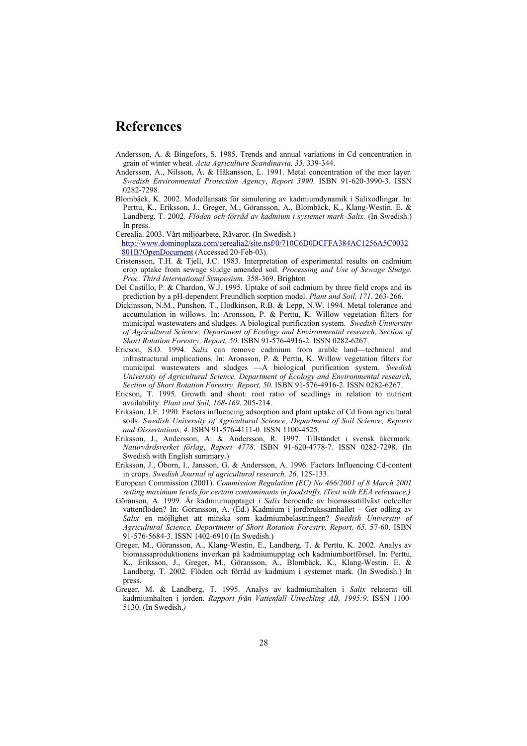# References

Andersson, A. & Bingefors, S. 1985. Trends and annual variations in Cd concentration in grain of winter wheat. *Acta Agriculture Scandinavia, 35*. 339-344.

Andersson, A., Nilsson, Å. & Håkansson, L. 1991. Metal concentration of the mor layer. *Swedish Environmental Protection Agency*, *Report 3990*. ISBN 91-620-3990-3. ISSN 0282-7298.

Blombäck, K. 2002. Modellansats för simulering av kadmiumdynamik i Salixodlingar. In: Perttu, K., Eriksson, J., Greger, M., Göransson, A., Blombäck, K., Klang-Westin. E. & Landberg, T. 2002. *Flöden och förråd av kadmium i systemet mark–Salix.* (In Swedish.) In press.

Cerealia. 2003. Vårt miljöarbete, Råvaror. (In Swedish.) http://www.dominoplaza.com/cerealia2/site.nsf/0/710C6D0DCFFA384AC1256A5C0032801B?OpenDocument (Accessed 20-Feb-03).

Cristensson, T.H. & Tjell, J.C. 1983. Interpretation of experimental results on cadmium crop uptake from sewage sludge amended soil. *Processing and Use of Sewage Sludge. Proc. Third International Symposium*. 358-369. Brighton

Del Castillo, P. & Chardon, W.J. 1995. Uptake of soil cadmium by three field crops and its prediction by a pH-dependent Freundlich sorption model. *Plant and Soil, 171*. 263-266.

Dickinsson, N.M., Punshon, T., Hodkinson, R.B. & Lepp, N.W. 1994. Metal tolerance and accumulation in willows. In: Aronsson, P. & Perttu, K. Willow vegetation filters for municipal wastewaters and sludges. A biological purification system. *Swedish University of Agricultural Science, Department of Ecology and Environmental research, Section of Short Rotation Forestry, Report, 50*. ISBN 91-576-4916-2. ISSN 0282-6267.

Ericson, S.O. 1994. *Salix* can remove cadmium from arable land—technical and infrastructural implications. In: Aronsson, P. & Perttu, K. Willow vegetation filters for municipal wastewaters and sludges —A biological purification system. *Swedish University of Agricultural Science, Department of Ecology and Environmental research, Section of Short Rotation Forestry, Report, 50*. ISBN 91-576-4916-2. ISSN 0282-6267.

Ericson, T. 1995. Growth and shoot: root ratio of seedlings in relation to nutrient availability. *Plant and Soil, 168-169*. 205-214.

Eriksson, J.E. 1990. Factors influencing adsorption and plant uptake of Cd from agricultural soils. *Swedish University of Agricultural Science, Department of Soil Science, Reports and Dissertations, 4*. ISBN 91-576-4111-0. ISSN 1100-4525.

Eriksson, J., Andersson, A. & Andersson, R. 1997. Tillståndet i svensk åkermark. *Naturvårdsverket förlag*, *Report 4778*. ISBN 91-620-4778-7. ISSN 0282-7298. (In Swedish with English summary.)

Eriksson, J., Öborn, I., Jansson, G. & Andersson, A. 1996. Factors Influencing Cd-content in crops. *Swedish Journal of agricultural research, 26*. 125-133.

European Commission (2001). *Commission Regulation (EC) No 466/2001 of 8 March 2001 setting maximum levels for certain contaminants in foodstuffs. (Text with EEA relevance.)*

Göranson, A. 1999. Är kadmiumupptaget i *Salix* beroende av biomassatillväxt och/eller vattenflöden? In: Göransson, A. (Ed.) Kadmium i jordbrukssamhället – Ger odling av *Salix* en möjlighet att minska som kadmiumbelastningen? *Swedish University of Agricultural Science, Department of Short Rotation Forestry, Report, 65*. 57-60. ISBN 91-576-5684-3*.* ISSN 1402-6910 (In Swedish.)

Greger, M., Göransson, A., Klang-Westin, E., Landberg, T. & Perttu, K. 2002. Analys av biomassaproduktionens inverkan på kadmiumupptag och kadmiumbortförsel. In: Perttu, K., Eriksson, J., Greger, M., Göransson, A., Blombäck, K., Klang-Westin. E. & Landberg, T. 2002. Flöden och förråd av kadmium i systemet mark. (In Swedish.) In press.

Greger, M. & Landberg, T. 1995. Analys av kadmiumhalten i *Salix* relaterat till kadmiumhalten i jorden. *Rapport från Vattenfall Utveckling AB, 1995:9*. ISSN 1100-5130. (In Swedish.*)*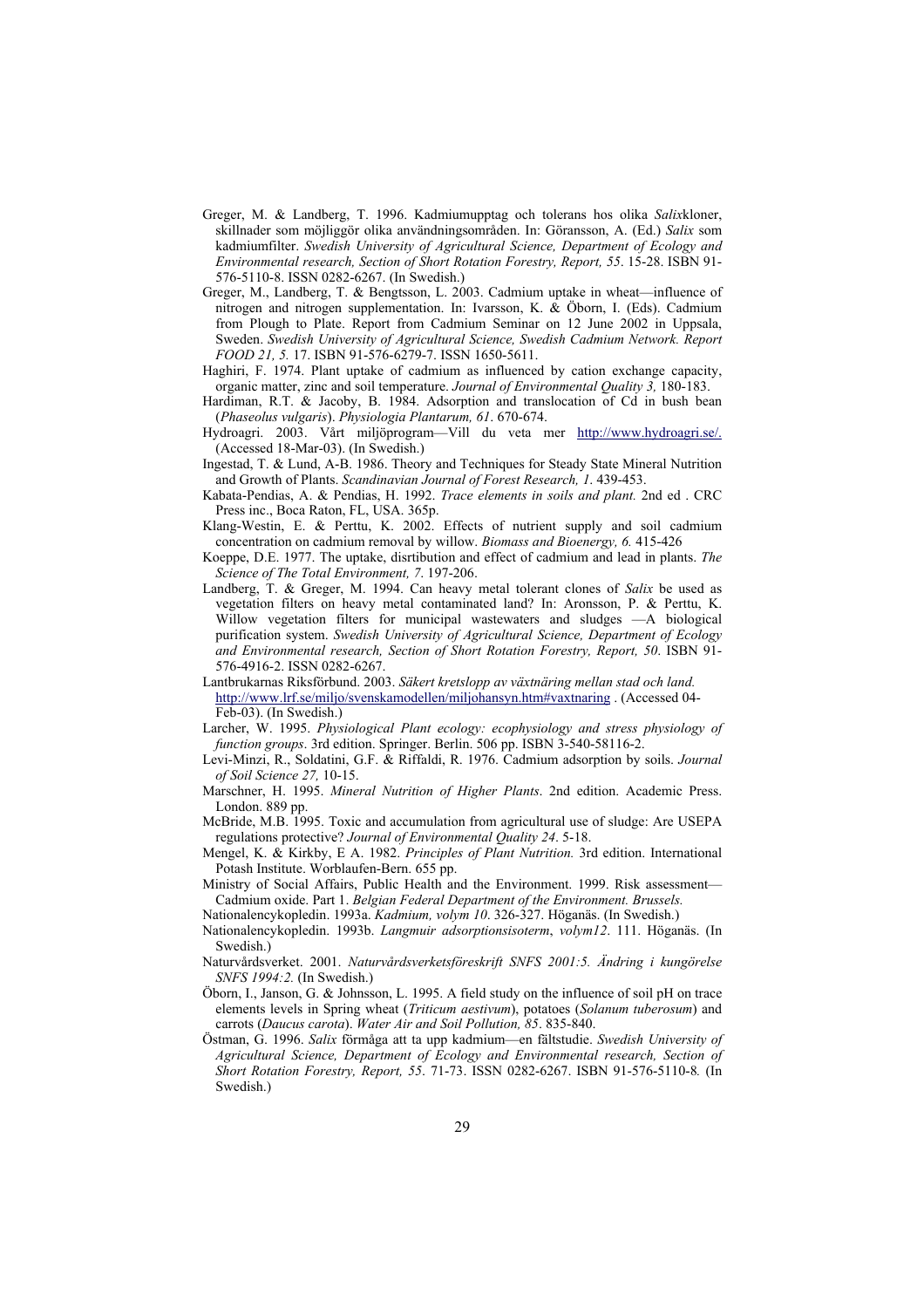Greger, M. & Landberg, T. 1996. Kadmiumupptag och tolerans hos olika *Salix*kloner, skillnader som möjliggör olika användningsområden. In: Göransson, A. (Ed.) *Salix* som kadmiumfilter. *Swedish University of Agricultural Science, Department of Ecology and Environmental research, Section of Short Rotation Forestry, Report, 55*. 15-28. ISBN 91-576-5110-8. ISSN 0282-6267. (In Swedish.)

Greger, M., Landberg, T. & Bengtsson, L. 2003. Cadmium uptake in wheat—influence of nitrogen and nitrogen supplementation. In: Ivarsson, K. & Öborn, I. (Eds). Cadmium from Plough to Plate. Report from Cadmium Seminar on 12 June 2002 in Uppsala, Sweden. *Swedish University of Agricultural Science, Swedish Cadmium Network. Report FOOD 21, 5.* 17. ISBN 91-576-6279-7. ISSN 1650-5611.

Haghiri, F. 1974. Plant uptake of cadmium as influenced by cation exchange capacity, organic matter, zinc and soil temperature. *Journal of Environmental Quality 3,* 180-183.

Hardiman, R.T. & Jacoby, B. 1984. Adsorption and translocation of Cd in bush bean (*Phaseolus vulgaris*). *Physiologia Plantarum, 61*. 670-674.

Hydroagri. 2003. Vårt miljöprogram—Vill du veta mer http://www.hydroagri.se/. (Accessed 18-Mar-03). (In Swedish.)

Ingestad, T. & Lund, A-B. 1986. Theory and Techniques for Steady State Mineral Nutrition and Growth of Plants. *Scandinavian Journal of Forest Research, 1*. 439-453.

Kabata-Pendias, A. & Pendias, H. 1992. *Trace elements in soils and plant.* 2nd ed . CRC Press inc., Boca Raton, FL, USA. 365p.

Klang-Westin, E. & Perttu, K. 2002. Effects of nutrient supply and soil cadmium concentration on cadmium removal by willow. *Biomass and Bioenergy, 6.* 415-426

Koeppe, D.E. 1977. The uptake, disrtibution and effect of cadmium and lead in plants. *The Science of The Total Environment, 7*. 197-206.

Landberg, T. & Greger, M. 1994. Can heavy metal tolerant clones of *Salix* be used as vegetation filters on heavy metal contaminated land? In: Aronsson, P. & Perttu, K. Willow vegetation filters for municipal wastewaters and sludges —A biological purification system. *Swedish University of Agricultural Science, Department of Ecology and Environmental research, Section of Short Rotation Forestry, Report, 50*. ISBN 91-576-4916-2. ISSN 0282-6267.

Lantbrukarnas Riksförbund. 2003. *Säkert kretslopp av växtnäring mellan stad och land.* http://www.lrf.se/miljo/svenskamodellen/miljohansyn.htm#vaxtnaring . (Accessed 04-Feb-03). (In Swedish.)

Larcher, W. 1995. *Physiological Plant ecology: ecophysiology and stress physiology of function groups*. 3rd edition. Springer. Berlin. 506 pp. ISBN 3-540-58116-2.

Levi-Minzi, R., Soldatini, G.F. & Riffaldi, R. 1976. Cadmium adsorption by soils. *Journal of Soil Science 27,* 10-15.

Marschner, H. 1995. *Mineral Nutrition of Higher Plants*. 2nd edition. Academic Press. London. 889 pp.

McBride, M.B. 1995. Toxic and accumulation from agricultural use of sludge: Are USEPA regulations protective? *Journal of Environmental Quality 24*. 5-18.

Mengel, K. & Kirkby, E A. 1982. *Principles of Plant Nutrition.* 3rd edition. International Potash Institute. Worblaufen-Bern. 655 pp.

Ministry of Social Affairs, Public Health and the Environment. 1999. Risk assessment—Cadmium oxide. Part 1. *Belgian Federal Department of the Environment. Brussels.*

Nationalencykopledin. 1993a. *Kadmium, volym 10*. 326-327. Höganäs. (In Swedish.)

Nationalencykopledin. 1993b. *Langmuir adsorptionsisoterm*, *volym12*. 111. Höganäs. (In Swedish.)

Naturvårdsverket. 2001. *Naturvårdsverketsföreskrift SNFS 2001:5. Ändring i kungörelse SNFS 1994:2.* (In Swedish.)

Öborn, I., Janson, G. & Johnsson, L. 1995. A field study on the influence of soil pH on trace elements levels in Spring wheat (*Triticum aestivum*), potatoes (*Solanum tuberosum*) and carrots (*Daucus carota*). *Water Air and Soil Pollution, 85*. 835-840.

Östman, G. 1996. *Salix* förmåga att ta upp kadmium—en fältstudie. *Swedish University of Agricultural Science, Department of Ecology and Environmental research, Section of Short Rotation Forestry, Report, 55*. 71-73. ISSN 0282-6267. ISBN 91-576-5110-8*.* (In Swedish.)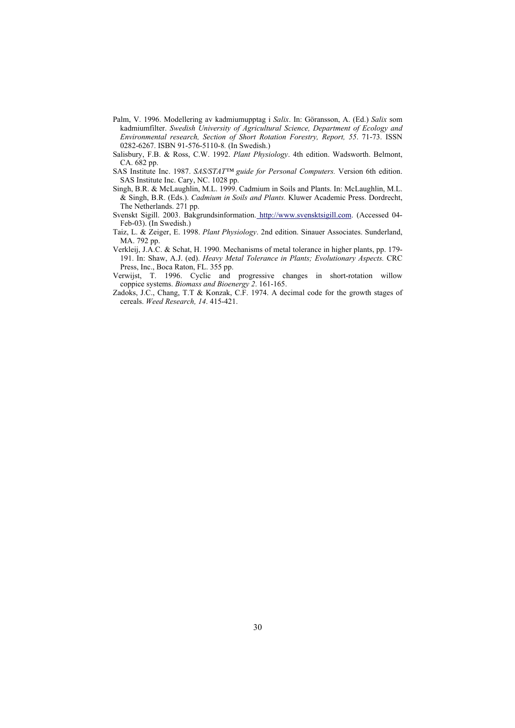Palm, V. 1996. Modellering av kadmiumupptag i *Salix*. In: Göransson, A. (Ed.) *Salix* som kadmiumfilter. *Swedish University of Agricultural Science, Department of Ecology and Environmental research, Section of Short Rotation Forestry, Report, 55*. 71-73. ISSN 0282-6267. ISBN 91-576-5110-8. (In Swedish.)

Salisbury, F.B. & Ross, C.W. 1992. *Plant Physiology*. 4th edition. Wadsworth. Belmont, CA. 682 pp.

SAS Institute Inc. 1987. *SAS/STAT™ guide for Personal Computers.* Version 6th edition. SAS Institute Inc. Cary, NC. 1028 pp.

Singh, B.R. & McLaughlin, M.L. 1999. Cadmium in Soils and Plants. In: McLaughlin, M.L. & Singh, B.R. (Eds.). *Cadmium in Soils and Plants.* Kluwer Academic Press. Dordrecht, The Netherlands. 271 pp.

Svenskt Sigill. 2003. Bakgrundsinformation. http://www.svensktsigill.com. (Accessed 04-Feb-03). (In Swedish.)

Taiz, L. & Zeiger, E. 1998. *Plant Physiology*. 2nd edition. Sinauer Associates. Sunderland, MA. 792 pp.

Verkleij, J.A.C. & Schat, H. 1990. Mechanisms of metal tolerance in higher plants, pp. 179-191. In: Shaw, A.J. (ed). *Heavy Metal Tolerance in Plants; Evolutionary Aspects.* CRC Press, Inc., Boca Raton, FL. 355 pp.

Verwijst, T. 1996. Cyclic and progressive changes in short-rotation willow coppice systems. *Biomass and Bioenergy 2*. 161-165.

Zadoks, J.C., Chang, T.T & Konzak, C.F. 1974. A decimal code for the growth stages of cereals. *Weed Research, 14*. 415-421.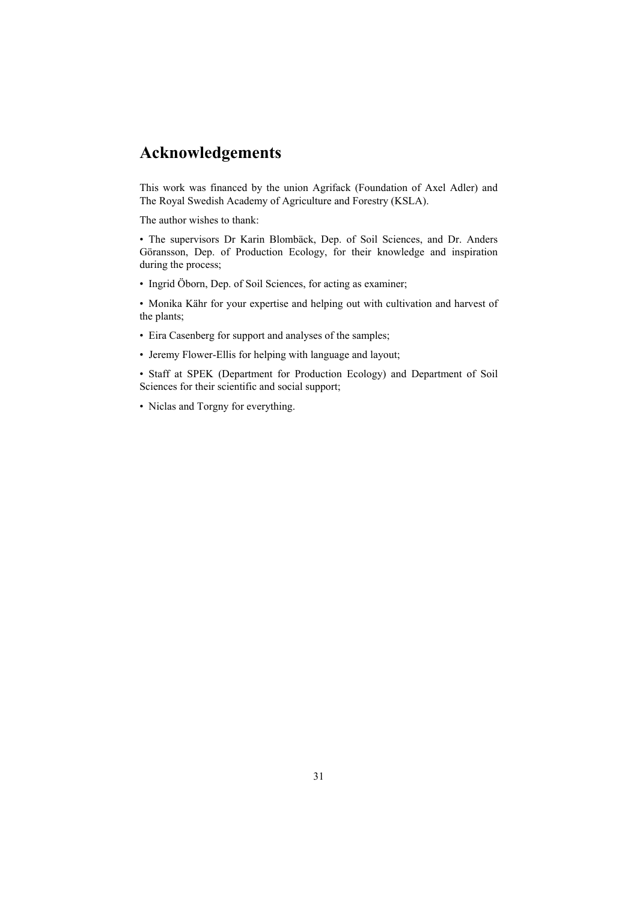# Acknowledgements

This work was financed by the union Agrifack (Foundation of Axel Adler) and The Royal Swedish Academy of Agriculture and Forestry (KSLA).

The author wishes to thank:

- The supervisors Dr Karin Blombäck, Dep. of Soil Sciences, and Dr. Anders Göransson, Dep. of Production Ecology, for their knowledge and inspiration during the process;
- Ingrid Öborn, Dep. of Soil Sciences, for acting as examiner;
- Monika Kähr for your expertise and helping out with cultivation and harvest of the plants;
- Eira Casenberg for support and analyses of the samples;
- Jeremy Flower-Ellis for helping with language and layout;
- Staff at SPEK (Department for Production Ecology) and Department of Soil Sciences for their scientific and social support;
- Niclas and Torgny for everything.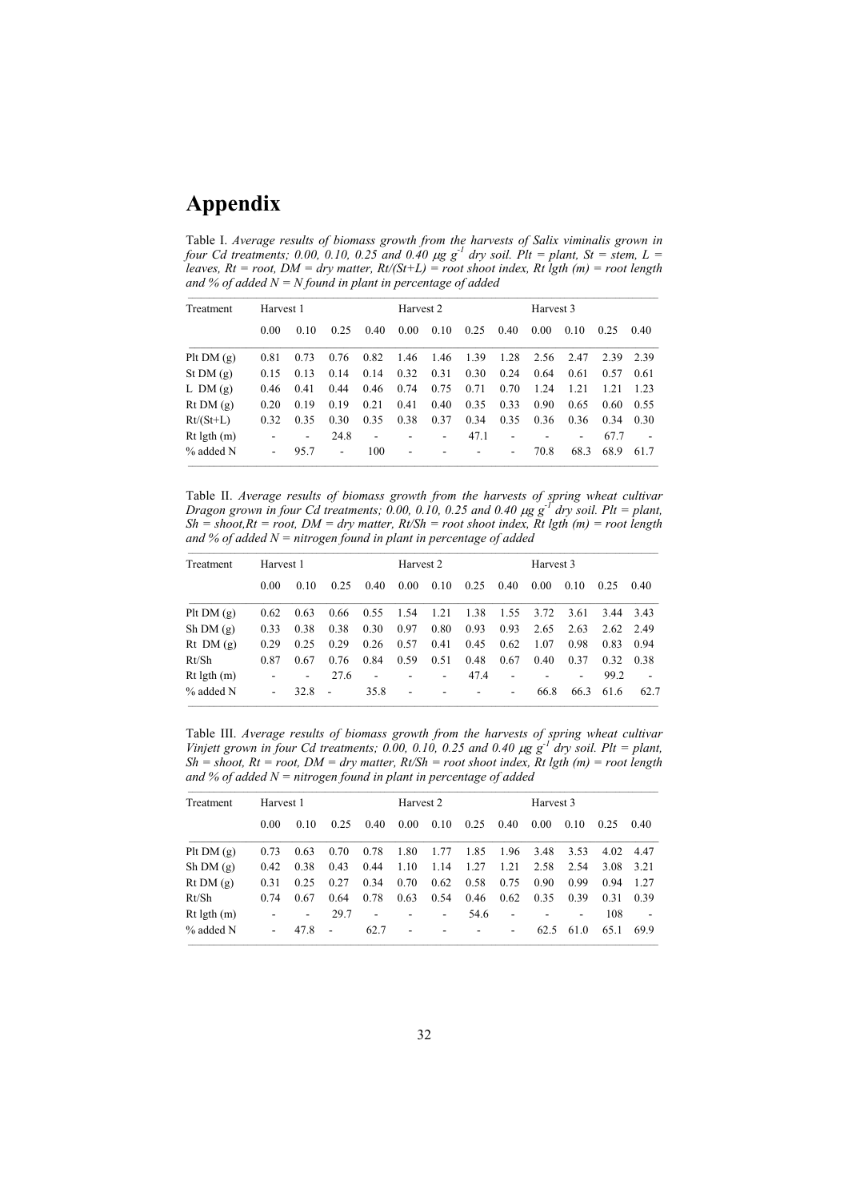# Appendix

Table I. *Average results of biomass growth from the harvests of Salix viminalis grown in four Cd treatments; 0.00, 0.10, 0.25 and 0.40 μg g$^{-1}$ dry soil. Plt = plant, St = stem, L = leaves, Rt = root, DM = dry matter, Rt/(St+L) = root shoot index, Rt lgth (m) = root length and % of added N = N found in plant in percentage of added*

| Treatment | Harvest 1 | | | | Harvest 2 | | | | Harvest 3 | | | |
|---|---|---|---|---|---|---|---|---|---|---|---|---|
| | 0.00 | 0.10 | 0.25 | 0.40 | 0.00 | 0.10 | 0.25 | 0.40 | 0.00 | 0.10 | 0.25 | 0.40 |
| Plt DM (g) | 0.81 | 0.73 | 0.76 | 0.82 | 1.46 | 1.46 | 1.39 | 1.28 | 2.56 | 2.47 | 2.39 | 2.39 |
| St DM (g) | 0.15 | 0.13 | 0.14 | 0.14 | 0.32 | 0.31 | 0.30 | 0.24 | 0.64 | 0.61 | 0.57 | 0.61 |
| L DM (g) | 0.46 | 0.41 | 0.44 | 0.46 | 0.74 | 0.75 | 0.71 | 0.70 | 1.24 | 1.21 | 1.21 | 1.23 |
| Rt DM (g) | 0.20 | 0.19 | 0.19 | 0.21 | 0.41 | 0.40 | 0.35 | 0.33 | 0.90 | 0.65 | 0.60 | 0.55 |
| Rt/(St+L) | 0.32 | 0.35 | 0.30 | 0.35 | 0.38 | 0.37 | 0.34 | 0.35 | 0.36 | 0.36 | 0.34 | 0.30 |
| Rt lgth (m) | - | - | 24.8 | - | - | - | 47.1 | - | - | - | 67.7 | - |
| % added N | - | 95.7 | - | 100 | - | - | - | - | 70.8 | 68.3 | 68.9 | 61.7 |

Table II. *Average results of biomass growth from the harvests of spring wheat cultivar Dragon grown in four Cd treatments; 0.00, 0.10, 0.25 and 0.40 μg g$^{-1}$ dry soil. Plt = plant, Sh = shoot, Rt = root, DM = dry matter, Rt/Sh = root shoot index, Rt lgth (m) = root length and % of added N = nitrogen found in plant in percentage of added*

| Treatment | Harvest 1 | | | | Harvest 2 | | | | Harvest 3 | | | |
|---|---|---|---|---|---|---|---|---|---|---|---|---|
| | 0.00 | 0.10 | 0.25 | 0.40 | 0.00 | 0.10 | 0.25 | 0.40 | 0.00 | 0.10 | 0.25 | 0.40 |
| Plt DM (g) | 0.62 | 0.63 | 0.66 | 0.55 | 1.54 | 1.21 | 1.38 | 1.55 | 3.72 | 3.61 | 3.44 | 3.43 |
| Sh DM (g) | 0.33 | 0.38 | 0.38 | 0.30 | 0.97 | 0.80 | 0.93 | 0.93 | 2.65 | 2.63 | 2.62 | 2.49 |
| Rt DM (g) | 0.29 | 0.25 | 0.29 | 0.26 | 0.57 | 0.41 | 0.45 | 0.62 | 1.07 | 0.98 | 0.83 | 0.94 |
| Rt/Sh | 0.87 | 0.67 | 0.76 | 0.84 | 0.59 | 0.51 | 0.48 | 0.67 | 0.40 | 0.37 | 0.32 | 0.38 |
| Rt lgth (m) | - | - | 27.6 | - | - | - | 47.4 | - | - | - | 99.2 | - |
| % added N | - | 32.8 | - | 35.8 | - | - | - | - | 66.8 | 66.3 | 61.6 | 62.7 |

Table III. *Average results of biomass growth from the harvests of spring wheat cultivar Vinjett grown in four Cd treatments; 0.00, 0.10, 0.25 and 0.40 μg g$^{-1}$ dry soil. Plt = plant, Sh = shoot, Rt = root, DM = dry matter, Rt/Sh = root shoot index, Rt lgth (m) = root length and % of added N = nitrogen found in plant in percentage of added*

| Treatment | Harvest 1 | | | | Harvest 2 | | | | Harvest 3 | | | |
|---|---|---|---|---|---|---|---|---|---|---|---|---|
| | 0.00 | 0.10 | 0.25 | 0.40 | 0.00 | 0.10 | 0.25 | 0.40 | 0.00 | 0.10 | 0.25 | 0.40 |
| Plt DM (g) | 0.73 | 0.63 | 0.70 | 0.78 | 1.80 | 1.77 | 1.85 | 1.96 | 3.48 | 3.53 | 4.02 | 4.47 |
| Sh DM (g) | 0.42 | 0.38 | 0.43 | 0.44 | 1.10 | 1.14 | 1.27 | 1.21 | 2.58 | 2.54 | 3.08 | 3.21 |
| Rt DM (g) | 0.31 | 0.25 | 0.27 | 0.34 | 0.70 | 0.62 | 0.58 | 0.75 | 0.90 | 0.99 | 0.94 | 1.27 |
| Rt/Sh | 0.74 | 0.67 | 0.64 | 0.78 | 0.63 | 0.54 | 0.46 | 0.62 | 0.35 | 0.39 | 0.31 | 0.39 |
| Rt lgth (m) | - | - | 29.7 | - | - | - | 54.6 | - | - | - | 108 | - |
| % added N | - | 47.8 | - | 62.7 | - | - | - | - | 62.5 | 61.0 | 65.1 | 69.9 |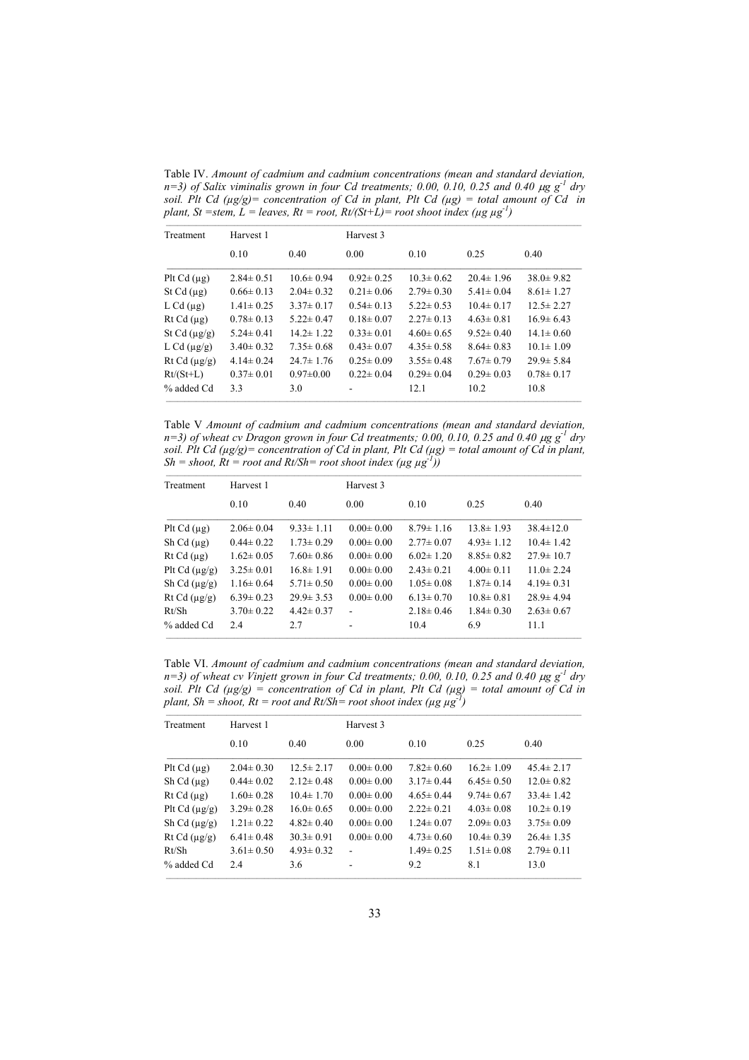Table IV. *Amount of cadmium and cadmium concentrations (mean and standard deviation, n=3) of Salix viminalis grown in four Cd treatments; 0.00, 0.10, 0.25 and 0.40 μg g$^{-1}$ dry soil. Plt Cd (μg/g)= concentration of Cd in plant, Plt Cd (μg) = total amount of Cd in plant, St =stem, L = leaves, Rt = root, Rt/(St+L)= root shoot index (μg μg$^{-1}$)*

| Treatment | Harvest 1 | | Harvest 3 | | | |
|---|---|---|---|---|---|---|
| | 0.10 | 0.40 | 0.00 | 0.10 | 0.25 | 0.40 |
| Plt Cd (μg) | 2.84± 0.51 | 10.6± 0.94 | 0.92± 0.25 | 10.3± 0.62 | 20.4± 1.96 | 38.0± 9.82 |
| St Cd (μg) | 0.66± 0.13 | 2.04± 0.32 | 0.21± 0.06 | 2.79± 0.30 | 5.41± 0.04 | 8.61± 1.27 |
| L Cd (μg) | 1.41± 0.25 | 3.37± 0.17 | 0.54± 0.13 | 5.22± 0.53 | 10.4± 0.17 | 12.5± 2.27 |
| Rt Cd (μg) | 0.78± 0.13 | 5.22± 0.47 | 0.18± 0.07 | 2.27± 0.13 | 4.63± 0.81 | 16.9± 6.43 |
| St Cd (μg/g) | 5.24± 0.41 | 14.2± 1.22 | 0.33± 0.01 | 4.60± 0.65 | 9.52± 0.40 | 14.1± 0.60 |
| L Cd (μg/g) | 3.40± 0.32 | 7.35± 0.68 | 0.43± 0.07 | 4.35± 0.58 | 8.64± 0.83 | 10.1± 1.09 |
| Rt Cd (μg/g) | 4.14± 0.24 | 24.7± 1.76 | 0.25± 0.09 | 3.55± 0.48 | 7.67± 0.79 | 29.9± 5.84 |
| Rt/(St+L) | 0.37± 0.01 | 0.97±0.00 | 0.22± 0.04 | 0.29± 0.04 | 0.29± 0.03 | 0.78± 0.17 |
| % added Cd | 3.3 | 3.0 | - | 12.1 | 10.2 | 10.8 |

Table V *Amount of cadmium and cadmium concentrations (mean and standard deviation, n=3) of wheat cv Dragon grown in four Cd treatments; 0.00, 0.10, 0.25 and 0.40 μg g$^{-1}$ dry soil. Plt Cd (μg/g)= concentration of Cd in plant, Plt Cd (μg) = total amount of Cd in plant, Sh = shoot, Rt = root and Rt/Sh= root shoot index (μg μg$^{-1}$))*

| Treatment | Harvest 1 | | Harvest 3 | | | |
|---|---|---|---|---|---|---|
| | 0.10 | 0.40 | 0.00 | 0.10 | 0.25 | 0.40 |
| Plt Cd (μg) | 2.06± 0.04 | 9.33± 1.11 | 0.00± 0.00 | 8.79± 1.16 | 13.8± 1.93 | 38.4±12.0 |
| Sh Cd (μg) | 0.44± 0.22 | 1.73± 0.29 | 0.00± 0.00 | 2.77± 0.07 | 4.93± 1.12 | 10.4± 1.42 |
| Rt Cd (μg) | 1.62± 0.05 | 7.60± 0.86 | 0.00± 0.00 | 6.02± 1.20 | 8.85± 0.82 | 27.9± 10.7 |
| Plt Cd (μg/g) | 3.25± 0.01 | 16.8± 1.91 | 0.00± 0.00 | 2.43± 0.21 | 4.00± 0.11 | 11.0± 2.24 |
| Sh Cd (μg/g) | 1.16± 0.64 | 5.71± 0.50 | 0.00± 0.00 | 1.05± 0.08 | 1.87± 0.14 | 4.19± 0.31 |
| Rt Cd (μg/g) | 6.39± 0.23 | 29.9± 3.53 | 0.00± 0.00 | 6.13± 0.70 | 10.8± 0.81 | 28.9± 4.94 |
| Rt/Sh | 3.70± 0.22 | 4.42± 0.37 | - | 2.18± 0.46 | 1.84± 0.30 | 2.63± 0.67 |
| % added Cd | 2.4 | 2.7 | - | 10.4 | 6.9 | 11.1 |

Table VI. *Amount of cadmium and cadmium concentrations (mean and standard deviation, n=3) of wheat cv Vinjett grown in four Cd treatments; 0.00, 0.10, 0.25 and 0.40 μg g$^{-1}$ dry soil. Plt Cd (μg/g) = concentration of Cd in plant, Plt Cd (μg) = total amount of Cd in plant, Sh = shoot, Rt = root and Rt/Sh= root shoot index (μg μg$^{-1}$)*

| Treatment | Harvest 1 | | Harvest 3 | | | |
|---|---|---|---|---|---|---|
| | 0.10 | 0.40 | 0.00 | 0.10 | 0.25 | 0.40 |
| Plt Cd (μg) | 2.04± 0.30 | 12.5± 2.17 | 0.00± 0.00 | 7.82± 0.60 | 16.2± 1.09 | 45.4± 2.17 |
| Sh Cd (μg) | 0.44± 0.02 | 2.12± 0.48 | 0.00± 0.00 | 3.17± 0.44 | 6.45± 0.50 | 12.0± 0.82 |
| Rt Cd (μg) | 1.60± 0.28 | 10.4± 1.70 | 0.00± 0.00 | 4.65± 0.44 | 9.74± 0.67 | 33.4± 1.42 |
| Plt Cd (μg/g) | 3.29± 0.28 | 16.0± 0.65 | 0.00± 0.00 | 2.22± 0.21 | 4.03± 0.08 | 10.2± 0.19 |
| Sh Cd (μg/g) | 1.21± 0.22 | 4.82± 0.40 | 0.00± 0.00 | 1.24± 0.07 | 2.09± 0.03 | 3.75± 0.09 |
| Rt Cd (μg/g) | 6.41± 0.48 | 30.3± 0.91 | 0.00± 0.00 | 4.73± 0.60 | 10.4± 0.39 | 26.4± 1.35 |
| Rt/Sh | 3.61± 0.50 | 4.93± 0.32 | - | 1.49± 0.25 | 1.51± 0.08 | 2.79± 0.11 |
| % added Cd | 2.4 | 3.6 | - | 9.2 | 8.1 | 13.0 |